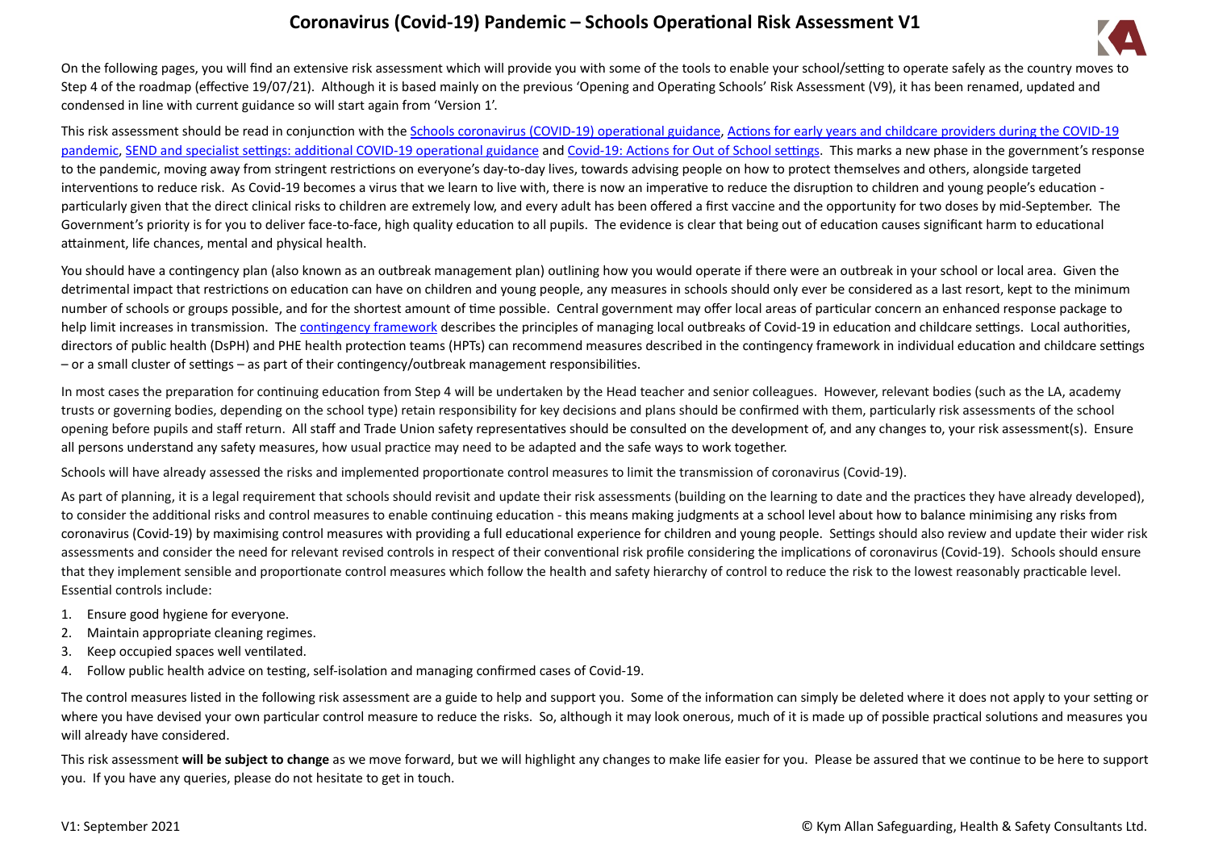# Coronavirus (Covid-19) Pandemic – Schools Operational Risk Assessment V1

On the following pages, you will find an extensive risk assessment which will provide you with some of the tools to enable your school/setting to operate safely as the country moves to Step 4 of the roadmap (effective 19/07/21). Although it is based mainly on the previous 'Opening and Operating Schools' Risk Assessment (V9), it has been renamed, updated and condensed in line with current guidance so will start again from 'Version 1'.

This risk assessment should be read in conjunction with the Schools coronavirus (COVID-19) operational guidance, Actions for early years and childcare providers during the COVID-19 pandemic, SEND and specialist settings: additional COVID-19 operational guidance and Covid-19: Actions for Out of School settings. This marks a new phase in the government's response to the pandemic, moving away from stringent restrictions on everyone's day-to-day lives, towards advising people on how to protect themselves and others, alongside targeted interventions to reduce risk. As Covid-19 becomes a virus that we learn to live with, there is now an imperative to reduce the disruption to children and young people's education - particularly given that the direct clinical risks to children are extremely low, and every adult has been offered a first vaccine and the opportunity for two doses by mid-September. The Government's priority is for you to deliver face-to-face, high quality education to all pupils. The evidence is clear that being out of education causes significant harm to educational attainment, life chances, mental and physical health.

You should have a contingency plan (also known as an outbreak management plan) outlining how you would operate if there were an outbreak in your school or local area. Given the detrimental impact that restrictions on education can have on children and young people, any measures in schools should only ever be considered as a last resort, kept to the minimum number of schools or groups possible, and for the shortest amount of time possible. Central government may offer local areas of particular concern an enhanced response package to help limit increases in transmission. The contingency framework describes the principles of managing local outbreaks of Covid-19 in education and childcare settings. Local authorities, directors of public health (DsPH) and PHE health protection teams (HPTs) can recommend measures described in the contingency framework in individual education and childcare settings – or a small cluster of settings – as part of their contingency/outbreak management responsibilities.

In most cases the preparation for continuing education from Step 4 will be undertaken by the Head teacher and senior colleagues. However, relevant bodies (such as the LA, academy trusts or governing bodies, depending on the school type) retain responsibility for key decisions and plans should be confirmed with them, particularly risk assessments of the school opening before pupils and staff return. All staff and Trade Union safety representatives should be consulted on the development of, and any changes to, your risk assessment(s). Ensure all persons understand any safety measures, how usual practice may need to be adapted and the safe ways to work together.

Schools will have already assessed the risks and implemented proportionate control measures to limit the transmission of coronavirus (Covid-19).

As part of planning, it is a legal requirement that schools should revisit and update their risk assessments (building on the learning to date and the practices they have already developed), to consider the additional risks and control measures to enable continuing education - this means making judgments at a school level about how to balance minimising any risks from coronavirus (Covid-19) by maximising control measures with providing a full educational experience for children and young people. Settings should also review and update their wider risk assessments and consider the need for relevant revised controls in respect of their conventional risk profile considering the implications of coronavirus (Covid-19). Schools should ensure that they implement sensible and proportionate control measures which follow the health and safety hierarchy of control to reduce the risk to the lowest reasonably practicable level. Essential controls include:

1. Ensure good hygiene for everyone.
2. Maintain appropriate cleaning regimes.
3. Keep occupied spaces well ventilated.
4. Follow public health advice on testing, self-isolation and managing confirmed cases of Covid-19.

The control measures listed in the following risk assessment are a guide to help and support you. Some of the information can simply be deleted where it does not apply to your setting or where you have devised your own particular control measure to reduce the risks. So, although it may look onerous, much of it is made up of possible practical solutions and measures you will already have considered.

This risk assessment **will be subject to change** as we move forward, but we will highlight any changes to make life easier for you. Please be assured that we continue to be here to support you. If you have any queries, please do not hesitate to get in touch.

V1: September 2021 © Kym Allan Safeguarding, Health & Safety Consultants Ltd.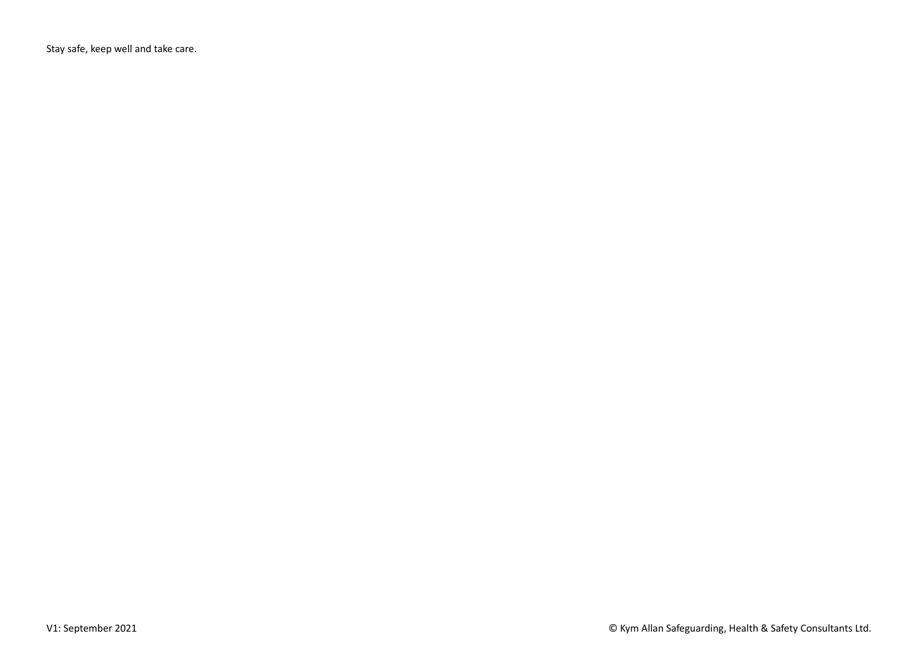Stay safe, keep well and take care.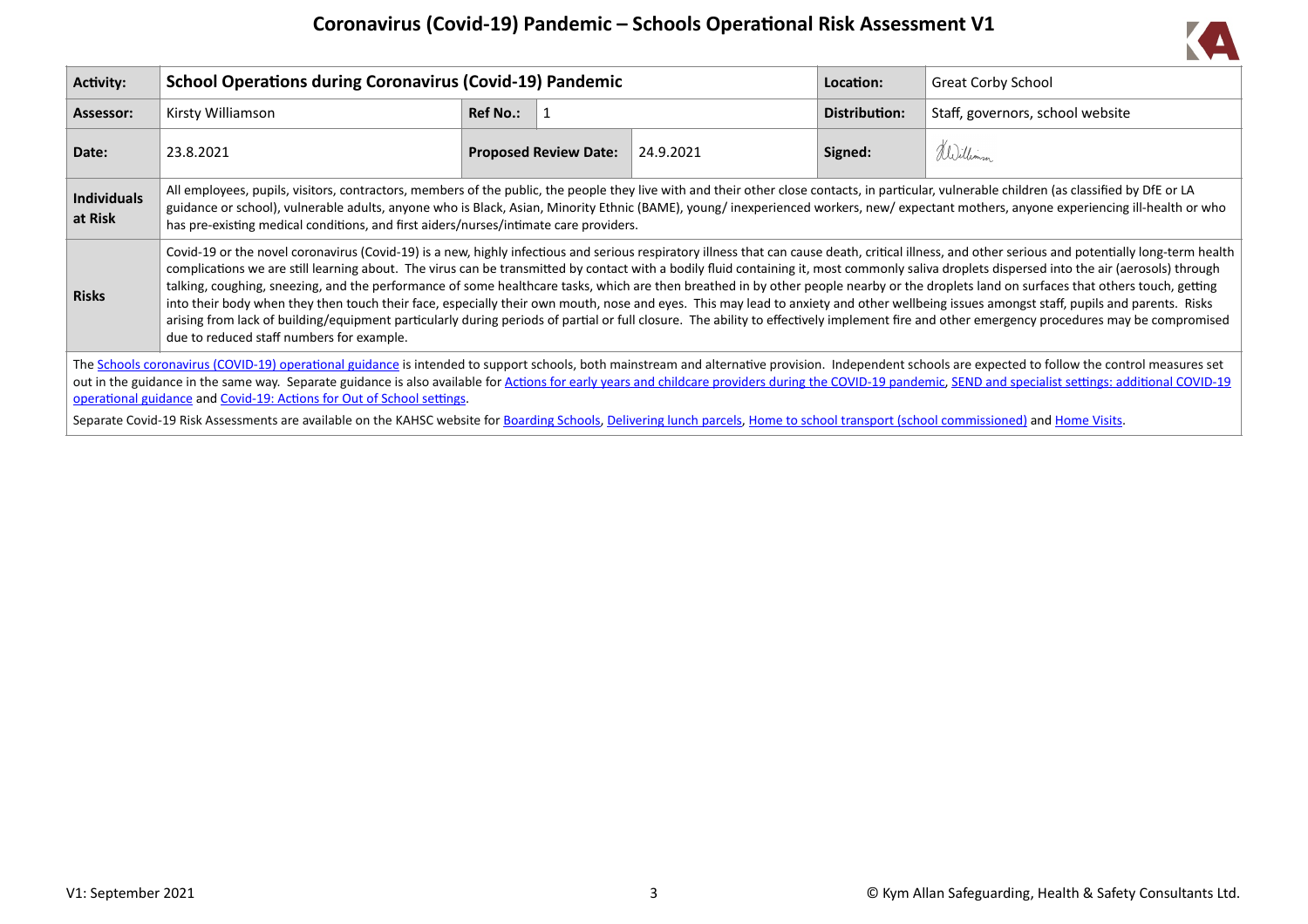# Coronavirus (Covid-19) Pandemic – Schools Operational Risk Assessment V1

| **Activity:** | **School Operations during Coronavirus (Covid-19) Pandemic** | | | | **Location:** | Great Corby School |
|---|---|---|---|---|---|---|
| **Assessor:** | Kirsty Williamson | **Ref No.:** | 1 | | **Distribution:** | Staff, governors, school website |
| **Date:** | 23.8.2021 | **Proposed Review Date:** | | 24.9.2021 | **Signed:** | K Williamson |
| **Individuals at Risk** | All employees, pupils, visitors, contractors, members of the public, the people they live with and their other close contacts, in particular, vulnerable children (as classified by DfE or LA guidance or school), vulnerable adults, anyone who is Black, Asian, Minority Ethnic (BAME), young/ inexperienced workers, new/ expectant mothers, anyone experiencing ill-health or who has pre-existing medical conditions, and first aiders/nurses/intimate care providers. | | | | | |
| **Risks** | Covid-19 or the novel coronavirus (Covid-19) is a new, highly infectious and serious respiratory illness that can cause death, critical illness, and other serious and potentially long-term health complications we are still learning about. The virus can be transmitted by contact with a bodily fluid containing it, most commonly saliva droplets dispersed into the air (aerosols) through talking, coughing, sneezing, and the performance of some healthcare tasks, which are then breathed in by other people nearby or the droplets land on surfaces that others touch, getting into their body when they then touch their face, especially their own mouth, nose and eyes. This may lead to anxiety and other wellbeing issues amongst staff, pupils and parents. Risks arising from lack of building/equipment particularly during periods of partial or full closure. The ability to effectively implement fire and other emergency procedures may be compromised due to reduced staff numbers for example. | | | | | |

The Schools coronavirus (COVID-19) operational guidance is intended to support schools, both mainstream and alternative provision. Independent schools are expected to follow the control measures set out in the guidance in the same way. Separate guidance is also available for Actions for early years and childcare providers during the COVID-19 pandemic, SEND and specialist settings: additional COVID-19 operational guidance and Covid-19: Actions for Out of School settings.

Separate Covid-19 Risk Assessments are available on the KAHSC website for Boarding Schools, Delivering lunch parcels, Home to school transport (school commissioned) and Home Visits.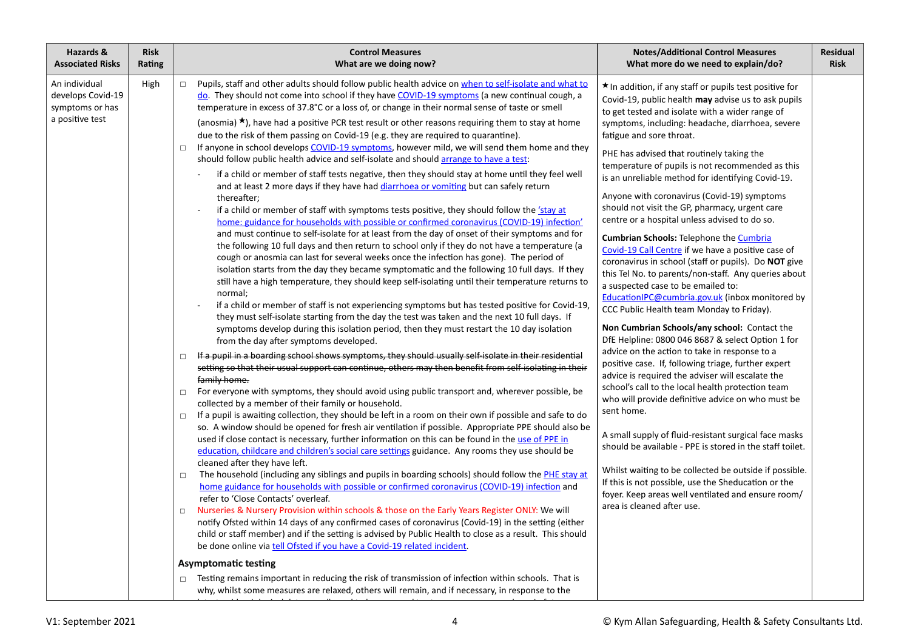| Hazards & Associated Risks | Risk Rating | Control Measures<br>What are we doing now? | Notes/Additional Control Measures<br>What more do we need to explain/do? | Residual Risk |
|---|---|---|---|---|
| An individual develops Covid-19 symptoms or has a positive test | High | □ Pupils, staff and other adults should follow public health advice on [when to self-isolate and what to do](). They should not come into school if they have [COVID-19 symptoms]() (a new continual cough, a temperature in excess of 37.8°C or a loss of, or change in their normal sense of taste or smell (anosmia) ★), have had a positive PCR test result or other reasons requiring them to stay at home due to the risk of them passing on Covid-19 (e.g. they are required to quarantine).<br>□ If anyone in school develops [COVID-19 symptoms](), however mild, we will send them home and they should follow public health advice and self-isolate and should [arrange to have a test]():<br>- if a child or member of staff tests negative, then they should stay at home until they feel well and at least 2 more days if they have had [diarrhoea or vomiting]() but can safely return thereafter;<br>- if a child or member of staff with symptoms tests positive, they should follow the ['stay at home: guidance for households with possible or confirmed coronavirus (COVID-19) infection']() and must continue to self-isolate for at least from the day of onset of their symptoms and for the following 10 full days and then return to school only if they do not have a temperature (a cough or anosmia can last for several weeks once the infection has gone). The period of isolation starts from the day they became symptomatic and the following 10 full days. If they still have a high temperature, they should keep self-isolating until their temperature returns to normal;<br>- if a child or member of staff is not experiencing symptoms but has tested positive for Covid-19, they must self-isolate starting from the day the test was taken and the next 10 full days. If symptoms develop during this isolation period, then they must restart the 10 day isolation from the day after symptoms developed.<br>□ ~~If a pupil in a boarding school shows symptoms, they should usually self-isolate in their residential setting so that their usual support can continue, others may then benefit from self-isolating in their family home.~~<br>□ For everyone with symptoms, they should avoid using public transport and, wherever possible, be collected by a member of their family or household.<br>□ If a pupil is awaiting collection, they should be left in a room on their own if possible and safe to do so. A window should be opened for fresh air ventilation if possible. Appropriate PPE should also be used if close contact is necessary, further information on this can be found in the [use of PPE in education, childcare and children's social care settings]() guidance. Any rooms they use should be cleaned after they have left.<br>□ The household (including any siblings and pupils in boarding schools) should follow the [PHE stay at home guidance for households with possible or confirmed coronavirus (COVID-19) infection]() and refer to 'Close Contacts' overleaf.<br>□ Nurseries & Nursery Provision within schools & those on the Early Years Register ONLY: We will notify Ofsted within 14 days of any confirmed cases of coronavirus (Covid-19) in the setting (either child or staff member) and if the setting is advised by Public Health to close as a result. This should be done online via [tell Ofsted if you have a Covid-19 related incident]().<br>**Asymptomatic testing**<br>□ Testing remains important in reducing the risk of transmission of infection within schools. That is why, whilst some measures are relaxed, others will remain, and if necessary, in response to the | ★ In addition, if any staff or pupils test positive for Covid-19, public health **may** advise us to ask pupils to get tested and isolate with a wider range of symptoms, including: headache, diarrhoea, severe fatigue and sore throat.<br>PHE has advised that routinely taking the temperature of pupils is not recommended as this is an unreliable method for identifying Covid-19.<br>Anyone with coronavirus (Covid-19) symptoms should not visit the GP, pharmacy, urgent care centre or a hospital unless advised to do so.<br>**Cumbrian Schools:** Telephone the [Cumbria Covid-19 Call Centre]() if we have a positive case of coronavirus in school (staff or pupils). Do **NOT** give this Tel No. to parents/non-staff. Any queries about a suspected case to be emailed to: [EducationIPC@cumbria.gov.uk]() (inbox monitored by CCC Public Health team Monday to Friday).<br>**Non Cumbrian Schools/any school:** Contact the DfE Helpline: 0800 046 8687 & select Option 1 for advice on the action to take in response to a positive case. If, following triage, further expert advice is required the adviser will escalate the school's call to the local health protection team who will provide definitive advice on who must be sent home.<br>A small supply of fluid-resistant surgical face masks should be available - PPE is stored in the staff toilet.<br>Whilst waiting to be collected be outside if possible. If this is not possible, use the Sheducation or the foyer. Keep areas well ventilated and ensure room/ area is cleaned after use. | |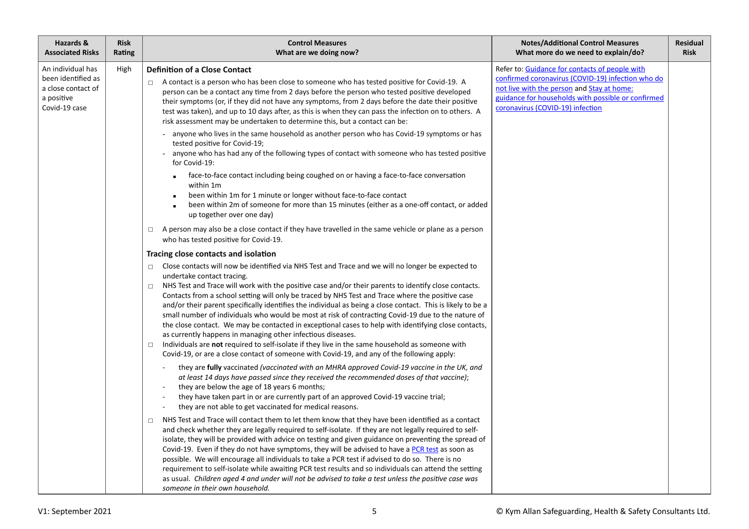| Hazards & Associated Risks | Risk Rating | Control Measures<br>What are we doing now? | Notes/Additional Control Measures<br>What more do we need to explain/do? | Residual Risk |
|---|---|---|---|---|
| An individual has been identified as a close contact of a positive Covid-19 case | High | **Definition of a Close Contact**<br>□ A contact is a person who has been close to someone who has tested positive for Covid-19. A person can be a contact any time from 2 days before the person who tested positive developed their symptoms (or, if they did not have any symptoms, from 2 days before the date their positive test was taken), and up to 10 days after, as this is when they can pass the infection on to others. A risk assessment may be undertaken to determine this, but a contact can be:<br>- anyone who lives in the same household as another person who has Covid-19 symptoms or has tested positive for Covid-19;<br>- anyone who has had any of the following types of contact with someone who has tested positive for Covid-19:<br>▪ face-to-face contact including being coughed on or having a face-to-face conversation within 1m<br>▪ been within 1m for 1 minute or longer without face-to-face contact<br>▪ been within 2m of someone for more than 15 minutes (either as a one-off contact, or added up together over one day)<br>□ A person may also be a close contact if they have travelled in the same vehicle or plane as a person who has tested positive for Covid-19.<br>**Tracing close contacts and isolation**<br>□ Close contacts will now be identified via NHS Test and Trace and we will no longer be expected to undertake contact tracing.<br>□ NHS Test and Trace will work with the positive case and/or their parents to identify close contacts. Contacts from a school setting will only be traced by NHS Test and Trace where the positive case and/or their parent specifically identifies the individual as being a close contact. This is likely to be a small number of individuals who would be most at risk of contracting Covid-19 due to the nature of the close contact. We may be contacted in exceptional cases to help with identifying close contacts, as currently happens in managing other infectious diseases.<br>□ Individuals are **not** required to self-isolate if they live in the same household as someone with Covid-19, or are a close contact of someone with Covid-19, and any of the following apply:<br>- they are **fully** vaccinated *(vaccinated with an MHRA approved Covid-19 vaccine in the UK, and at least 14 days have passed since they received the recommended doses of that vaccine)*;<br>- they are below the age of 18 years 6 months;<br>- they have taken part in or are currently part of an approved Covid-19 vaccine trial;<br>- they are not able to get vaccinated for medical reasons.<br>□ NHS Test and Trace will contact them to let them know that they have been identified as a contact and check whether they are legally required to self-isolate. If they are not legally required to self-isolate, they will be provided with advice on testing and given guidance on preventing the spread of Covid-19. Even if they do not have symptoms, they will be advised to have a PCR test as soon as possible. We will encourage all individuals to take a PCR test if advised to do so. There is no requirement to self-isolate while awaiting PCR test results and so individuals can attend the setting as usual. *Children aged 4 and under will not be advised to take a test unless the positive case was someone in their own household.* | Refer to: Guidance for contacts of people with confirmed coronavirus (COVID-19) infection who do not live with the person and Stay at home: guidance for households with possible or confirmed coronavirus (COVID-19) infection | |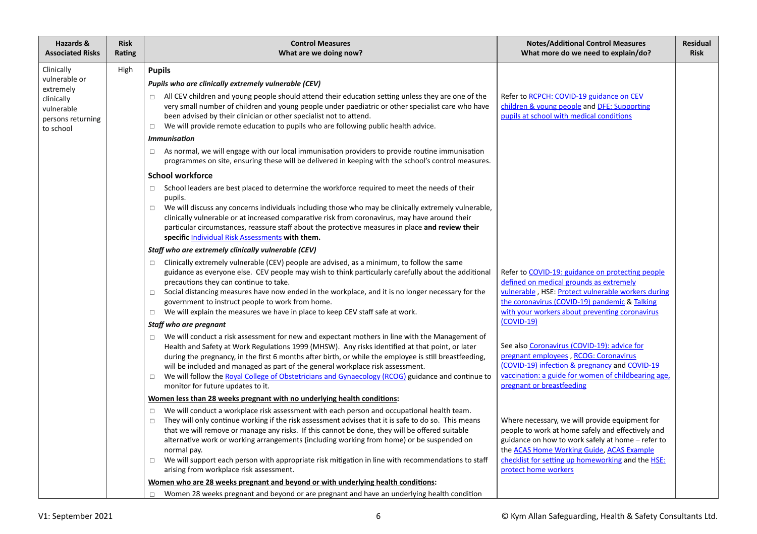| Hazards & Associated Risks | Risk Rating | Control Measures<br>What are we doing now? | Notes/Additional Control Measures<br>What more do we need to explain/do? | Residual Risk |
|---|---|---|---|---|
| Clinically vulnerable or extremely clinically vulnerable persons returning to school | High | **Pupils**<br>***Pupils who are clinically extremely vulnerable (CEV)***<br>□ All CEV children and young people should attend their education setting unless they are one of the very small number of children and young people under paediatric or other specialist care who have been advised by their clinician or other specialist not to attend.<br>□ We will provide remote education to pupils who are following public health advice.<br>***Immunisation***<br>□ As normal, we will engage with our local immunisation providers to provide routine immunisation programmes on site, ensuring these will be delivered in keeping with the school's control measures.<br>**School workforce**<br>□ School leaders are best placed to determine the workforce required to meet the needs of their pupils.<br>□ We will discuss any concerns individuals including those who may be clinically extremely vulnerable, clinically vulnerable or at increased comparative risk from coronavirus, may have around their particular circumstances, reassure staff about the protective measures in place **and review their specific** Individual Risk Assessments **with them.**<br>***Staff who are extremely clinically vulnerable (CEV)***<br>□ Clinically extremely vulnerable (CEV) people are advised, as a minimum, to follow the same guidance as everyone else. CEV people may wish to think particularly carefully about the additional precautions they can continue to take.<br>□ Social distancing measures have now ended in the workplace, and it is no longer necessary for the government to instruct people to work from home.<br>□ We will explain the measures we have in place to keep CEV staff safe at work.<br>***Staff who are pregnant***<br>□ We will conduct a risk assessment for new and expectant mothers in line with the Management of Health and Safety at Work Regulations 1999 (MHSW). Any risks identified at that point, or later during the pregnancy, in the first 6 months after birth, or while the employee is still breastfeeding, will be included and managed as part of the general workplace risk assessment.<br>□ We will follow the Royal College of Obstetricians and Gynaecology (RCOG) guidance and continue to monitor for future updates to it.<br>**Women less than 28 weeks pregnant with no underlying health conditions:**<br>□ We will conduct a workplace risk assessment with each person and occupational health team.<br>□ They will only continue working if the risk assessment advises that it is safe to do so. This means that we will remove or manage any risks. If this cannot be done, they will be offered suitable alternative work or working arrangements (including working from home) or be suspended on normal pay.<br>□ We will support each person with appropriate risk mitigation in line with recommendations to staff arising from workplace risk assessment.<br>**Women who are 28 weeks pregnant and beyond or with underlying health conditions:**<br>□ Women 28 weeks pregnant and beyond or are pregnant and have an underlying health condition | Refer to RCPCH: COVID-19 guidance on CEV children & young people and DFE: Supporting pupils at school with medical conditions<br><br>Refer to COVID-19: guidance on protecting people defined on medical grounds as extremely vulnerable, HSE: Protect vulnerable workers during the coronavirus (COVID-19) pandemic & Talking with your workers about preventing coronavirus (COVID-19)<br><br>See also Coronavirus (COVID-19): advice for pregnant employees, RCOG: Coronavirus (COVID-19) infection & pregnancy and COVID-19 vaccination: a guide for women of childbearing age, pregnant or breastfeeding<br><br>Where necessary, we will provide equipment for people to work at home safely and effectively and guidance on how to work safely at home – refer to the ACAS Home Working Guide, ACAS Example checklist for setting up homeworking and the HSE: protect home workers | |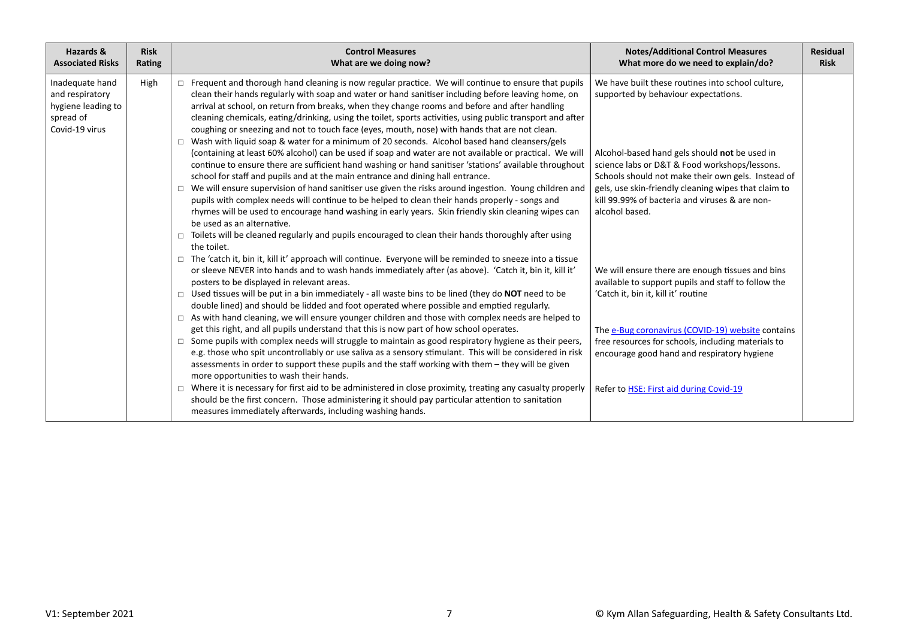| Hazards & Associated Risks | Risk Rating | Control Measures<br>What are we doing now? | Notes/Additional Control Measures<br>What more do we need to explain/do? | Residual Risk |
|---|---|---|---|---|
| Inadequate hand and respiratory hygiene leading to spread of Covid-19 virus | High | □ Frequent and thorough hand cleaning is now regular practice. We will continue to ensure that pupils clean their hands regularly with soap and water or hand sanitiser including before leaving home, on arrival at school, on return from breaks, when they change rooms and before and after handling cleaning chemicals, eating/drinking, using the toilet, sports activities, using public transport and after coughing or sneezing and not to touch face (eyes, mouth, nose) with hands that are not clean.<br>□ Wash with liquid soap & water for a minimum of 20 seconds. Alcohol based hand cleansers/gels (containing at least 60% alcohol) can be used if soap and water are not available or practical. We will continue to ensure there are sufficient hand washing or hand sanitiser 'stations' available throughout school for staff and pupils and at the main entrance and dining hall entrance.<br>□ We will ensure supervision of hand sanitiser use given the risks around ingestion. Young children and pupils with complex needs will continue to be helped to clean their hands properly - songs and rhymes will be used to encourage hand washing in early years. Skin friendly skin cleaning wipes can be used as an alternative.<br>□ Toilets will be cleaned regularly and pupils encouraged to clean their hands thoroughly after using the toilet.<br>□ The 'catch it, bin it, kill it' approach will continue. Everyone will be reminded to sneeze into a tissue or sleeve NEVER into hands and to wash hands immediately after (as above). 'Catch it, bin it, kill it' posters to be displayed in relevant areas.<br>□ Used tissues will be put in a bin immediately - all waste bins to be lined (they do **NOT** need to be double lined) and should be lidded and foot operated where possible and emptied regularly.<br>□ As with hand cleaning, we will ensure younger children and those with complex needs are helped to get this right, and all pupils understand that this is now part of how school operates.<br>□ Some pupils with complex needs will struggle to maintain as good respiratory hygiene as their peers, e.g. those who spit uncontrollably or use saliva as a sensory stimulant. This will be considered in risk assessments in order to support these pupils and the staff working with them – they will be given more opportunities to wash their hands.<br>□ Where it is necessary for first aid to be administered in close proximity, treating any casualty properly should be the first concern. Those administering it should pay particular attention to sanitation measures immediately afterwards, including washing hands. | We have built these routines into school culture, supported by behaviour expectations.<br><br>Alcohol-based hand gels should **not** be used in science labs or D&T & Food workshops/lessons. Schools should not make their own gels. Instead of gels, use skin-friendly cleaning wipes that claim to kill 99.99% of bacteria and viruses & are non-alcohol based.<br><br>We will ensure there are enough tissues and bins available to support pupils and staff to follow the 'Catch it, bin it, kill it' routine<br><br>The e-Bug coronavirus (COVID-19) website contains free resources for schools, including materials to encourage good hand and respiratory hygiene<br><br>Refer to HSE: First aid during Covid-19 | |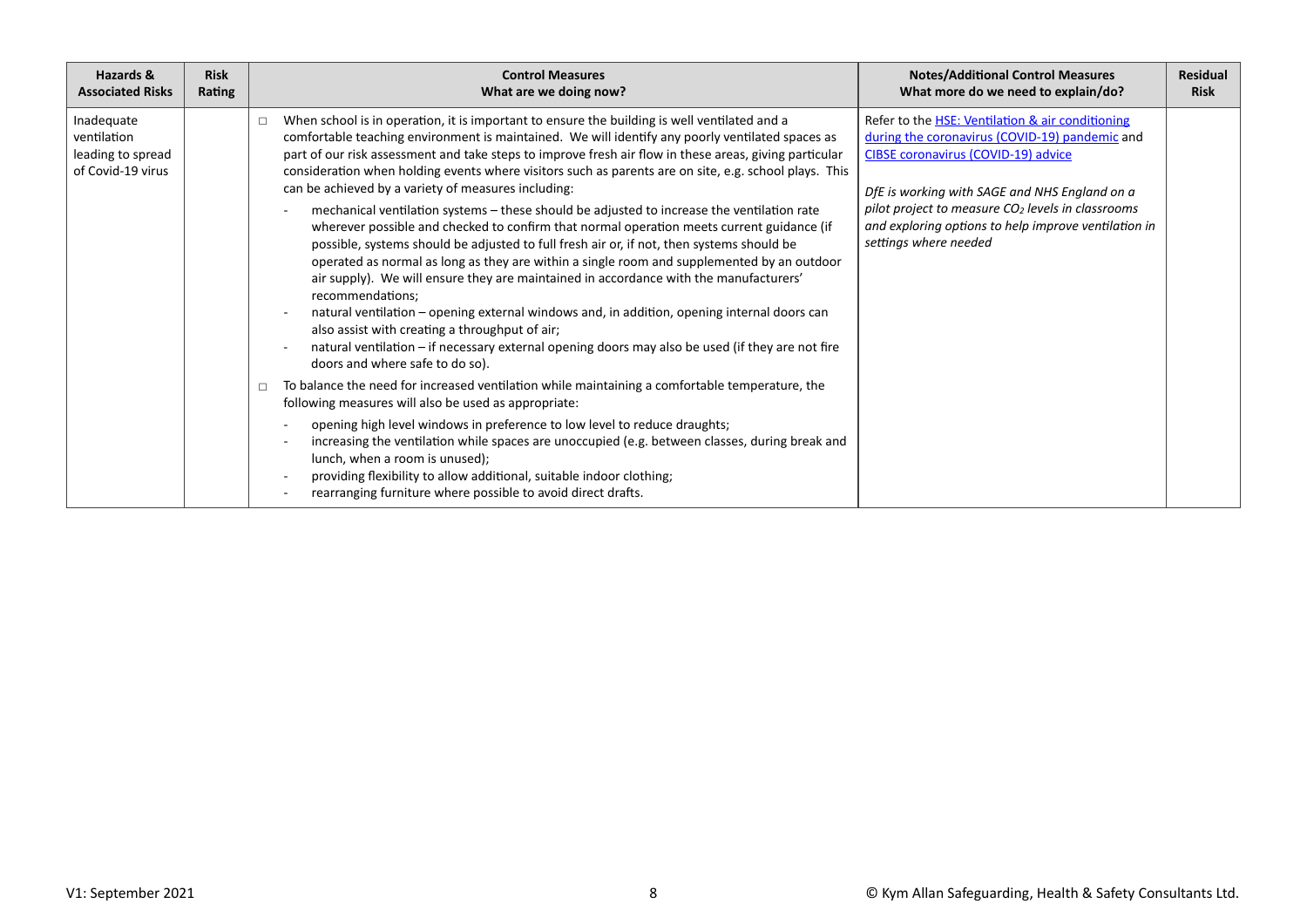| Hazards & Associated Risks | Risk Rating | Control Measures<br>What are we doing now? | Notes/Additional Control Measures<br>What more do we need to explain/do? | Residual Risk |
|---|---|---|---|---|
| Inadequate ventilation leading to spread of Covid-19 virus | | ☐ When school is in operation, it is important to ensure the building is well ventilated and a comfortable teaching environment is maintained. We will identify any poorly ventilated spaces as part of our risk assessment and take steps to improve fresh air flow in these areas, giving particular consideration when holding events where visitors such as parents are on site, e.g. school plays. This can be achieved by a variety of measures including:<br>- mechanical ventilation systems – these should be adjusted to increase the ventilation rate wherever possible and checked to confirm that normal operation meets current guidance (if possible, systems should be adjusted to full fresh air or, if not, then systems should be operated as normal as long as they are within a single room and supplemented by an outdoor air supply). We will ensure they are maintained in accordance with the manufacturers' recommendations;<br>- natural ventilation – opening external windows and, in addition, opening internal doors can also assist with creating a throughput of air;<br>- natural ventilation – if necessary external opening doors may also be used (if they are not fire doors and where safe to do so).<br>☐ To balance the need for increased ventilation while maintaining a comfortable temperature, the following measures will also be used as appropriate:<br>- opening high level windows in preference to low level to reduce draughts;<br>- increasing the ventilation while spaces are unoccupied (e.g. between classes, during break and lunch, when a room is unused);<br>- providing flexibility to allow additional, suitable indoor clothing;<br>- rearranging furniture where possible to avoid direct drafts. | Refer to the HSE: Ventilation & air conditioning during the coronavirus (COVID-19) pandemic and CIBSE coronavirus (COVID-19) advice<br><br>*DfE is working with SAGE and NHS England on a pilot project to measure $CO_2$ levels in classrooms and exploring options to help improve ventilation in settings where needed* | |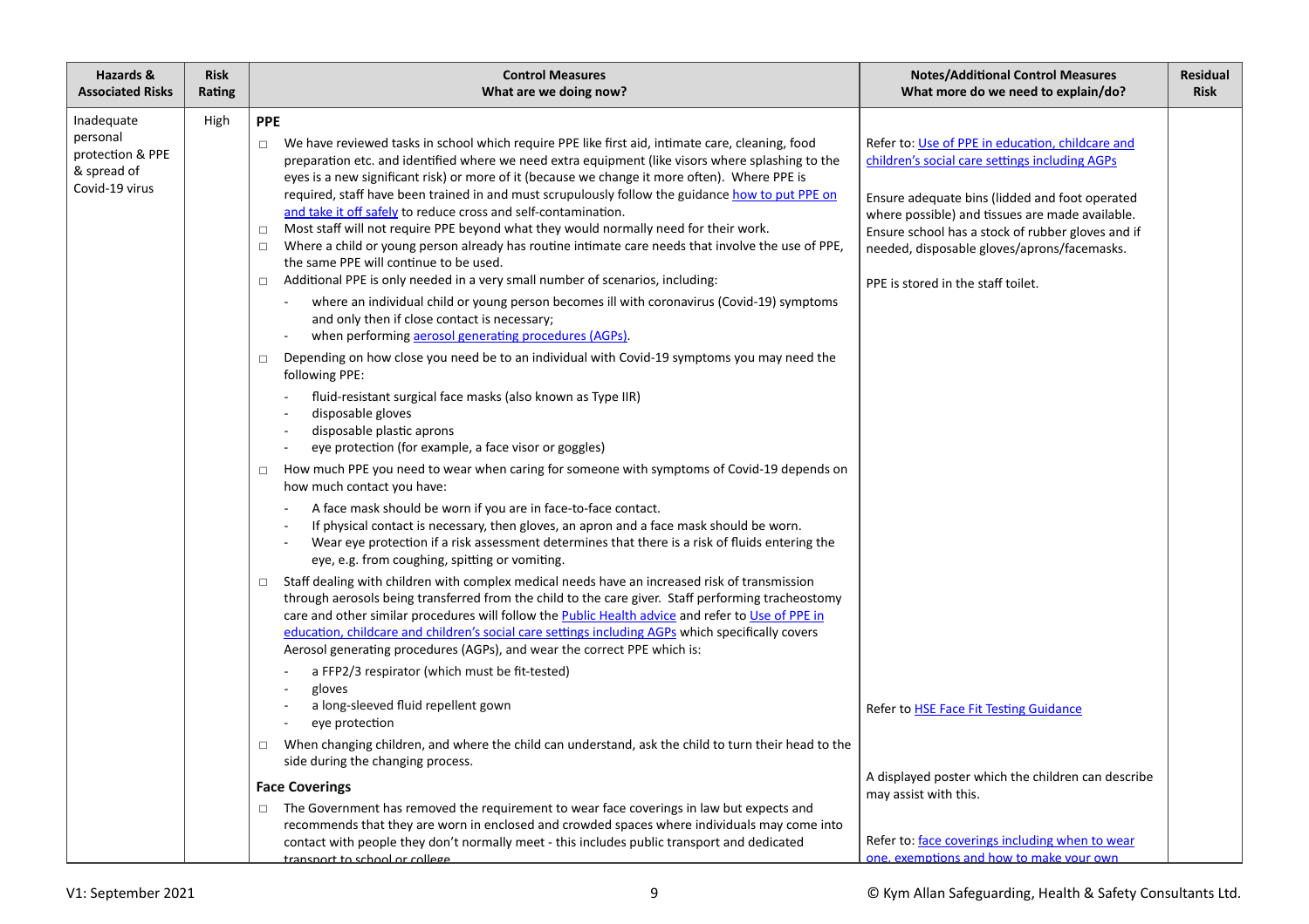| Hazards & Associated Risks | Risk Rating | Control Measures<br>What are we doing now? | Notes/Additional Control Measures<br>What more do we need to explain/do? | Residual Risk |
|---|---|---|---|---|
| Inadequate personal protection & PPE & spread of Covid-19 virus | High | **PPE**<br>□ We have reviewed tasks in school which require PPE like first aid, intimate care, cleaning, food preparation etc. and identified where we need extra equipment (like visors where splashing to the eyes is a new significant risk) or more of it (because we change it more often). Where PPE is required, staff have been trained in and must scrupulously follow the guidance how to put PPE on and take it off safely to reduce cross and self-contamination.<br>□ Most staff will not require PPE beyond what they would normally need for their work.<br>□ Where a child or young person already has routine intimate care needs that involve the use of PPE, the same PPE will continue to be used.<br>□ Additional PPE is only needed in a very small number of scenarios, including:<br>- where an individual child or young person becomes ill with coronavirus (Covid-19) symptoms and only then if close contact is necessary;<br>- when performing aerosol generating procedures (AGPs).<br>□ Depending on how close you need be to an individual with Covid-19 symptoms you may need the following PPE:<br>- fluid-resistant surgical face masks (also known as Type IIR)<br>- disposable gloves<br>- disposable plastic aprons<br>- eye protection (for example, a face visor or goggles)<br>□ How much PPE you need to wear when caring for someone with symptoms of Covid-19 depends on how much contact you have:<br>- A face mask should be worn if you are in face-to-face contact.<br>- If physical contact is necessary, then gloves, an apron and a face mask should be worn.<br>- Wear eye protection if a risk assessment determines that there is a risk of fluids entering the eye, e.g. from coughing, spitting or vomiting.<br>□ Staff dealing with children with complex medical needs have an increased risk of transmission through aerosols being transferred from the child to the care giver. Staff performing tracheostomy care and other similar procedures will follow the Public Health advice and refer to Use of PPE in education, childcare and children's social care settings including AGPs which specifically covers Aerosol generating procedures (AGPs), and wear the correct PPE which is:<br>- a FFP2/3 respirator (which must be fit-tested)<br>- gloves<br>- a long-sleeved fluid repellent gown<br>- eye protection<br>□ When changing children, and where the child can understand, ask the child to turn their head to the side during the changing process.<br>**Face Coverings**<br>□ The Government has removed the requirement to wear face coverings in law but expects and recommends that they are worn in enclosed and crowded spaces where individuals may come into contact with people they don't normally meet - this includes public transport and dedicated transport to school or college. | Refer to: Use of PPE in education, childcare and children's social care settings including AGPs<br><br>Ensure adequate bins (lidded and foot operated where possible) and tissues are made available. Ensure school has a stock of rubber gloves and if needed, disposable gloves/aprons/facemasks.<br><br>PPE is stored in the staff toilet.<br><br>Refer to HSE Face Fit Testing Guidance<br><br>A displayed poster which the children can describe may assist with this.<br><br>Refer to: face coverings including when to wear one, exemptions and how to make your own | |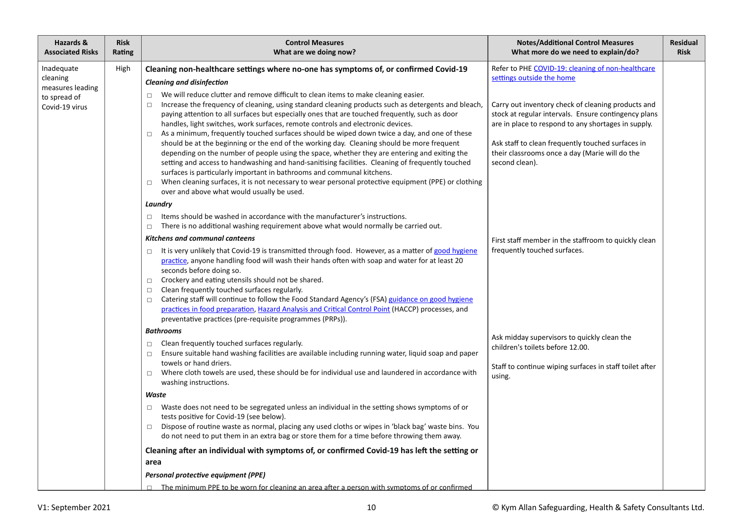| Hazards & Associated Risks | Risk Rating | Control Measures<br>What are we doing now? | Notes/Additional Control Measures<br>What more do we need to explain/do? | Residual Risk |
|---|---|---|---|---|
| Inadequate cleaning measures leading to spread of Covid-19 virus | High | **Cleaning non-healthcare settings where no-one has symptoms of, or confirmed Covid-19**<br>***Cleaning and disinfection***<br>□ We will reduce clutter and remove difficult to clean items to make cleaning easier.<br>□ Increase the frequency of cleaning, using standard cleaning products such as detergents and bleach, paying attention to all surfaces but especially ones that are touched frequently, such as door handles, light switches, work surfaces, remote controls and electronic devices.<br>□ As a minimum, frequently touched surfaces should be wiped down twice a day, and one of these should be at the beginning or the end of the working day. Cleaning should be more frequent depending on the number of people using the space, whether they are entering and exiting the setting and access to handwashing and hand-sanitising facilities. Cleaning of frequently touched surfaces is particularly important in bathrooms and communal kitchens.<br>□ When cleaning surfaces, it is not necessary to wear personal protective equipment (PPE) or clothing over and above what would usually be used.<br>***Laundry***<br>□ Items should be washed in accordance with the manufacturer's instructions.<br>□ There is no additional washing requirement above what would normally be carried out.<br>***Kitchens and communal canteens***<br>□ It is very unlikely that Covid-19 is transmitted through food. However, as a matter of good hygiene practice, anyone handling food will wash their hands often with soap and water for at least 20 seconds before doing so.<br>□ Crockery and eating utensils should not be shared.<br>□ Clean frequently touched surfaces regularly.<br>□ Catering staff will continue to follow the Food Standard Agency's (FSA) guidance on good hygiene practices in food preparation, Hazard Analysis and Critical Control Point (HACCP) processes, and preventative practices (pre-requisite programmes (PRPs)).<br>***Bathrooms***<br>□ Clean frequently touched surfaces regularly.<br>□ Ensure suitable hand washing facilities are available including running water, liquid soap and paper towels or hand driers.<br>□ Where cloth towels are used, these should be for individual use and laundered in accordance with washing instructions.<br>***Waste***<br>□ Waste does not need to be segregated unless an individual in the setting shows symptoms of or tests positive for Covid-19 (see below).<br>□ Dispose of routine waste as normal, placing any used cloths or wipes in 'black bag' waste bins. You do not need to put them in an extra bag or store them for a time before throwing them away.<br>**Cleaning after an individual with symptoms of, or confirmed Covid-19 has left the setting or area**<br>***Personal protective equipment (PPE)***<br>□ The minimum PPE to be worn for cleaning an area after a person with symptoms of or confirmed | Refer to PHE COVID-19: cleaning of non-healthcare settings outside the home<br><br>Carry out inventory check of cleaning products and stock at regular intervals. Ensure contingency plans are in place to respond to any shortages in supply.<br><br>Ask staff to clean frequently touched surfaces in their classrooms once a day (Marie will do the second clean).<br><br>First staff member in the staffroom to quickly clean frequently touched surfaces.<br><br>Ask midday supervisors to quickly clean the children's toilets before 12.00.<br><br>Staff to continue wiping surfaces in staff toilet after using. | |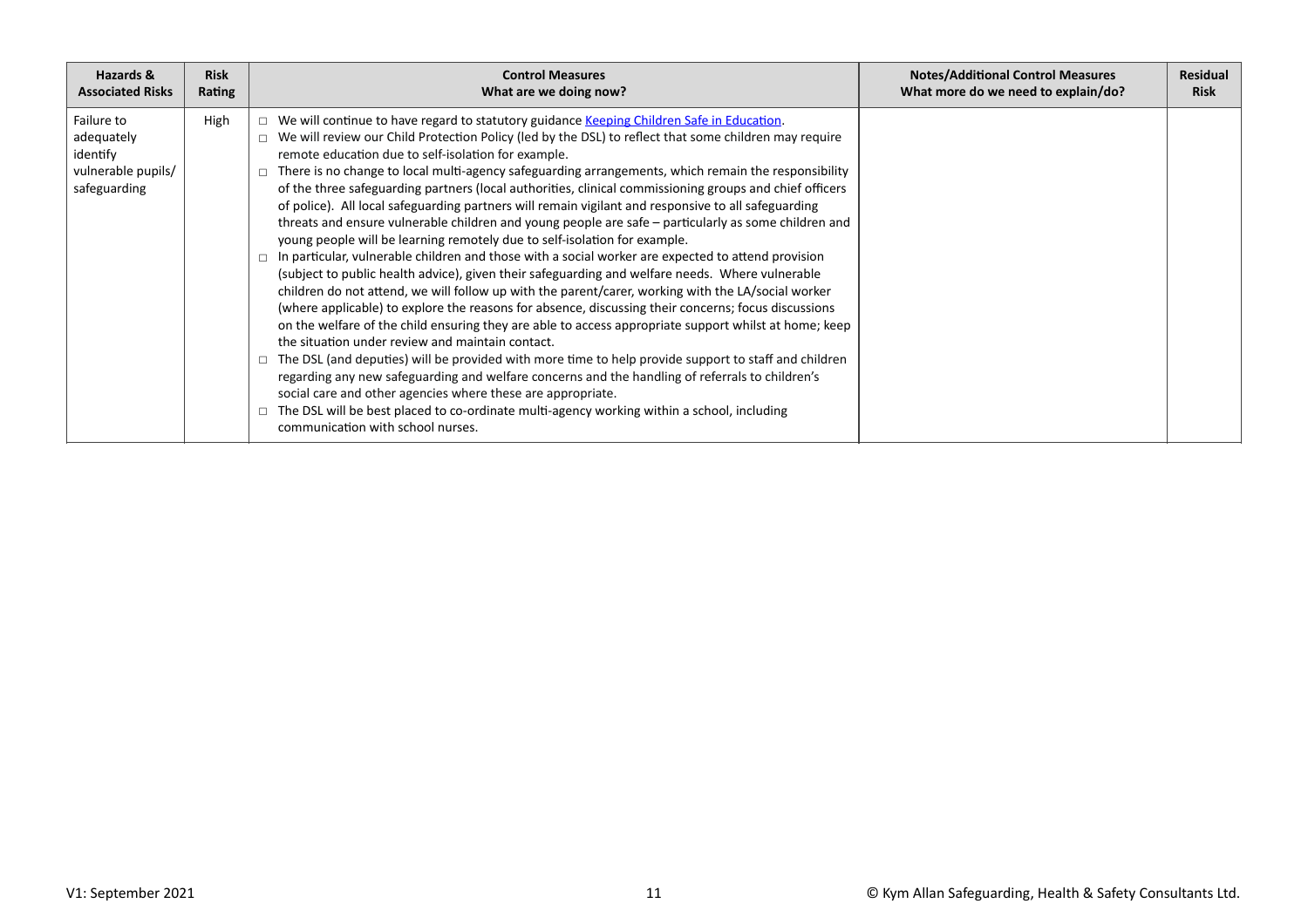| Hazards & Associated Risks | Risk Rating | Control Measures What are we doing now? | Notes/Additional Control Measures What more do we need to explain/do? | Residual Risk |
|---|---|---|---|---|
| Failure to adequately identify vulnerable pupils/ safeguarding | High | □ We will continue to have regard to statutory guidance [Keeping Children Safe in Education](). <br> □ We will review our Child Protection Policy (led by the DSL) to reflect that some children may require remote education due to self-isolation for example. <br> □ There is no change to local multi-agency safeguarding arrangements, which remain the responsibility of the three safeguarding partners (local authorities, clinical commissioning groups and chief officers of police). All local safeguarding partners will remain vigilant and responsive to all safeguarding threats and ensure vulnerable children and young people are safe – particularly as some children and young people will be learning remotely due to self-isolation for example. <br> □ In particular, vulnerable children and those with a social worker are expected to attend provision (subject to public health advice), given their safeguarding and welfare needs. Where vulnerable children do not attend, we will follow up with the parent/carer, working with the LA/social worker (where applicable) to explore the reasons for absence, discussing their concerns; focus discussions on the welfare of the child ensuring they are able to access appropriate support whilst at home; keep the situation under review and maintain contact. <br> □ The DSL (and deputies) will be provided with more time to help provide support to staff and children regarding any new safeguarding and welfare concerns and the handling of referrals to children's social care and other agencies where these are appropriate. <br> □ The DSL will be best placed to co-ordinate multi-agency working within a school, including communication with school nurses. | | |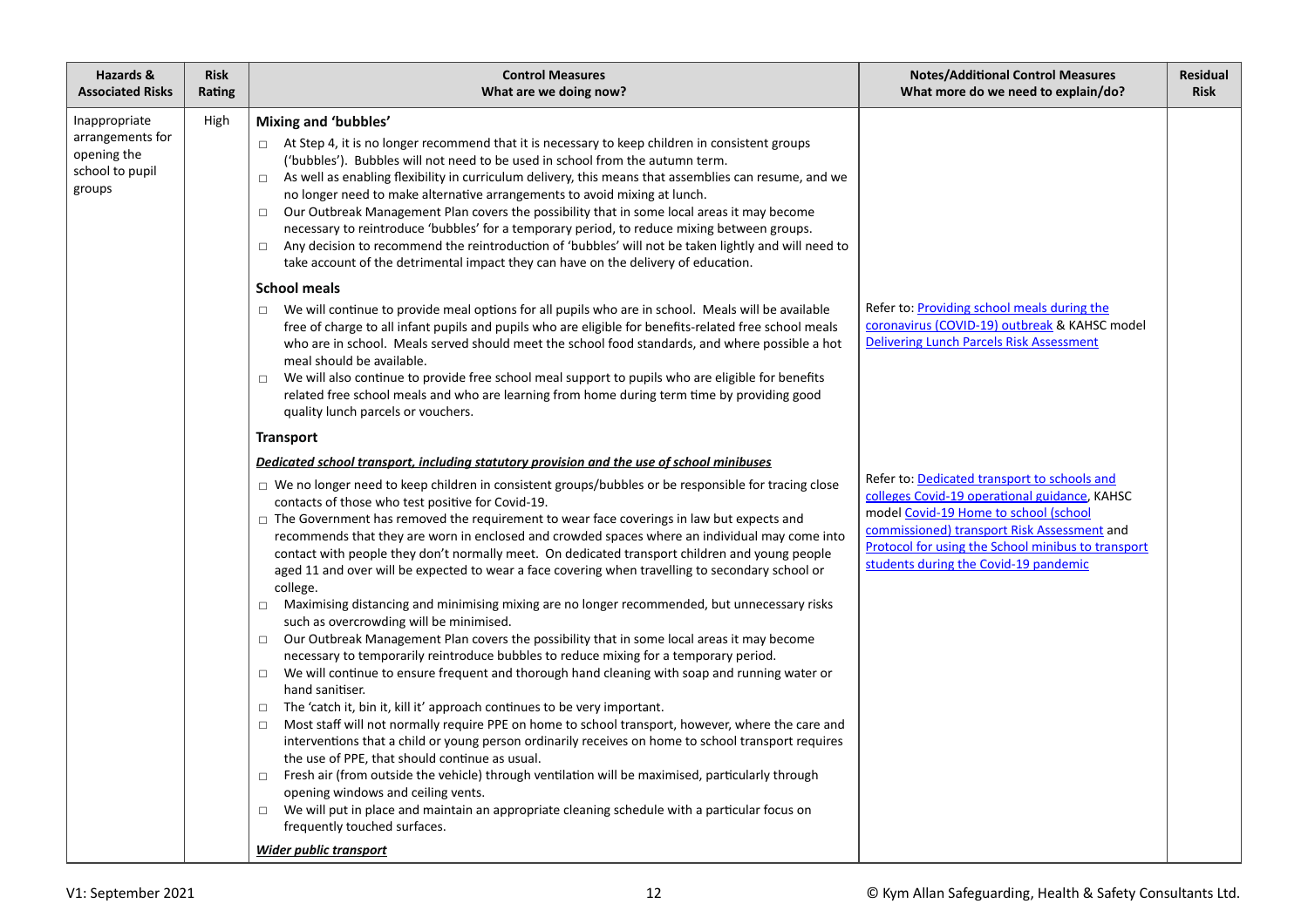| Hazards & Associated Risks | Risk Rating | Control Measures<br>What are we doing now? | Notes/Additional Control Measures<br>What more do we need to explain/do? | Residual Risk |
|---|---|---|---|---|
| Inappropriate arrangements for opening the school to pupil groups | High | **Mixing and 'bubbles'**<br>□ At Step 4, it is no longer recommend that it is necessary to keep children in consistent groups ('bubbles'). Bubbles will not need to be used in school from the autumn term.<br>□ As well as enabling flexibility in curriculum delivery, this means that assemblies can resume, and we no longer need to make alternative arrangements to avoid mixing at lunch.<br>□ Our Outbreak Management Plan covers the possibility that in some local areas it may become necessary to reintroduce 'bubbles' for a temporary period, to reduce mixing between groups.<br>□ Any decision to recommend the reintroduction of 'bubbles' will not be taken lightly and will need to take account of the detrimental impact they can have on the delivery of education. | | |
| | | **School meals**<br>□ We will continue to provide meal options for all pupils who are in school. Meals will be available free of charge to all infant pupils and pupils who are eligible for benefits-related free school meals who are in school. Meals served should meet the school food standards, and where possible a hot meal should be available.<br>□ We will also continue to provide free school meal support to pupils who are eligible for benefits related free school meals and who are learning from home during term time by providing good quality lunch parcels or vouchers. | Refer to: [Providing school meals during the coronavirus (COVID-19) outbreak]() & KAHSC model [Delivering Lunch Parcels Risk Assessment]() | |
| | | **Transport**<br>***Dedicated school transport, including statutory provision and the use of school minibuses***<br>□ We no longer need to keep children in consistent groups/bubbles or be responsible for tracing close contacts of those who test positive for Covid-19.<br>□ The Government has removed the requirement to wear face coverings in law but expects and recommends that they are worn in enclosed and crowded spaces where an individual may come into contact with people they don't normally meet. On dedicated transport children and young people aged 11 and over will be expected to wear a face covering when travelling to secondary school or college.<br>□ Maximising distancing and minimising mixing are no longer recommended, but unnecessary risks such as overcrowding will be minimised.<br>□ Our Outbreak Management Plan covers the possibility that in some local areas it may become necessary to temporarily reintroduce bubbles to reduce mixing for a temporary period.<br>□ We will continue to ensure frequent and thorough hand cleaning with soap and running water or hand sanitiser.<br>□ The 'catch it, bin it, kill it' approach continues to be very important.<br>□ Most staff will not normally require PPE on home to school transport, however, where the care and interventions that a child or young person ordinarily receives on home to school transport requires the use of PPE, that should continue as usual.<br>□ Fresh air (from outside the vehicle) through ventilation will be maximised, particularly through opening windows and ceiling vents.<br>□ We will put in place and maintain an appropriate cleaning schedule with a particular focus on frequently touched surfaces.<br>***Wider public transport*** | Refer to: [Dedicated transport to schools and colleges Covid-19 operational guidance](), KAHSC model [Covid-19 Home to school (school commissioned) transport Risk Assessment]() and [Protocol for using the School minibus to transport students during the Covid-19 pandemic]() | |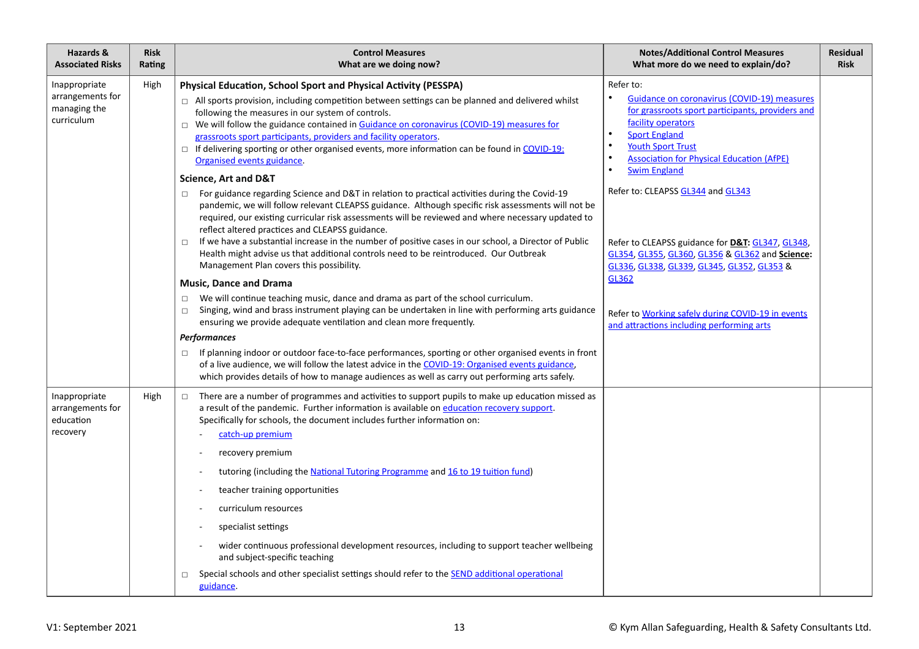| Hazards & Associated Risks | Risk Rating | Control Measures<br>What are we doing now? | Notes/Additional Control Measures<br>What more do we need to explain/do? | Residual Risk |
|---|---|---|---|---|
| Inappropriate arrangements for managing the curriculum | High | **Physical Education, School Sport and Physical Activity (PESSPA)**<br>□ All sports provision, including competition between settings can be planned and delivered whilst following the measures in our system of controls.<br>□ We will follow the guidance contained in Guidance on coronavirus (COVID-19) measures for grassroots sport participants, providers and facility operators.<br>□ If delivering sporting or other organised events, more information can be found in COVID-19: Organised events guidance.<br>**Science, Art and D&T**<br>□ For guidance regarding Science and D&T in relation to practical activities during the Covid-19 pandemic, we will follow relevant CLEAPSS guidance. Although specific risk assessments will not be required, our existing curricular risk assessments will be reviewed and where necessary updated to reflect altered practices and CLEAPSS guidance.<br>□ If we have a substantial increase in the number of positive cases in our school, a Director of Public Health might advise us that additional controls need to be reintroduced. Our Outbreak Management Plan covers this possibility.<br>**Music, Dance and Drama**<br>□ We will continue teaching music, dance and drama as part of the school curriculum.<br>□ Singing, wind and brass instrument playing can be undertaken in line with performing arts guidance ensuring we provide adequate ventilation and clean more frequently.<br>***Performances***<br>□ If planning indoor or outdoor face-to-face performances, sporting or other organised events in front of a live audience, we will follow the latest advice in the COVID-19: Organised events guidance, which provides details of how to manage audiences as well as carry out performing arts safely. | Refer to:<br>• Guidance on coronavirus (COVID-19) measures for grassroots sport participants, providers and facility operators<br>• Sport England<br>• Youth Sport Trust<br>• Association for Physical Education (AfPE)<br>• Swim England<br><br>Refer to: CLEAPSS GL344 and GL343<br><br>Refer to CLEAPSS guidance for **D&T:** GL347, GL348, GL354, GL355, GL360, GL356 & GL362 and **Science:** GL336, GL338, GL339, GL345, GL352, GL353 & GL362<br><br>Refer to Working safely during COVID-19 in events and attractions including performing arts | |
| Inappropriate arrangements for education recovery | High | □ There are a number of programmes and activities to support pupils to make up education missed as a result of the pandemic. Further information is available on education recovery support. Specifically for schools, the document includes further information on:<br>- catch-up premium<br>- recovery premium<br>- tutoring (including the National Tutoring Programme and 16 to 19 tuition fund)<br>- teacher training opportunities<br>- curriculum resources<br>- specialist settings<br>- wider continuous professional development resources, including to support teacher wellbeing and subject-specific teaching<br>□ Special schools and other specialist settings should refer to the SEND additional operational guidance. | | |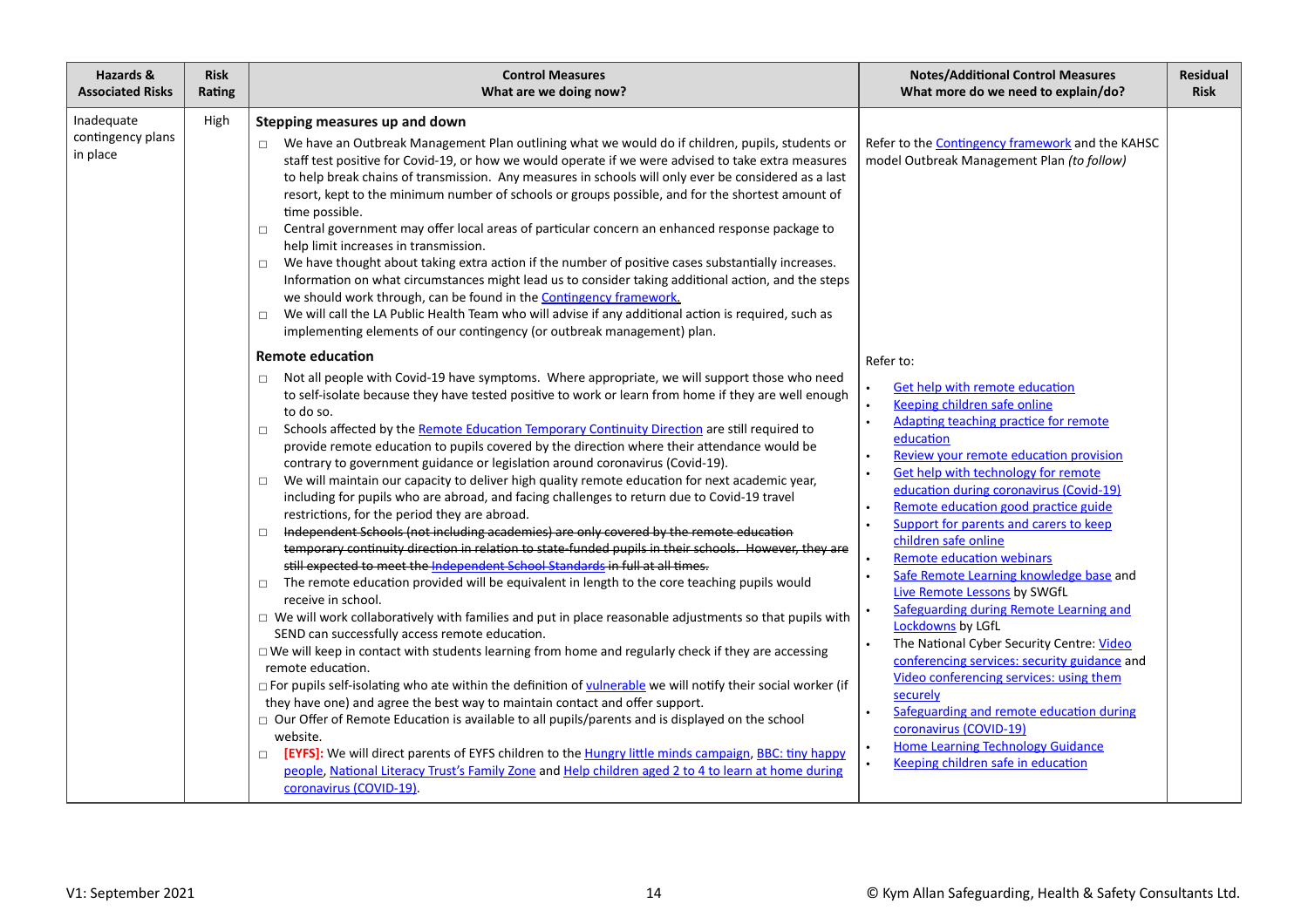| Hazards & Associated Risks | Risk Rating | Control Measures<br>What are we doing now? | Notes/Additional Control Measures<br>What more do we need to explain/do? | Residual Risk |
|---|---|---|---|---|
| Inadequate contingency plans in place | High | **Stepping measures up and down**<br>□ We have an Outbreak Management Plan outlining what we would do if children, pupils, students or staff test positive for Covid-19, or how we would operate if we were advised to take extra measures to help break chains of transmission. Any measures in schools will only ever be considered as a last resort, kept to the minimum number of schools or groups possible, and for the shortest amount of time possible.<br>□ Central government may offer local areas of particular concern an enhanced response package to help limit increases in transmission.<br>□ We have thought about taking extra action if the number of positive cases substantially increases. Information on what circumstances might lead us to consider taking additional action, and the steps we should work through, can be found in the Contingency framework.<br>□ We will call the LA Public Health Team who will advise if any additional action is required, such as implementing elements of our contingency (or outbreak management) plan. | Refer to the Contingency framework and the KAHSC model Outbreak Management Plan *(to follow)* | |
| | | **Remote education**<br>□ Not all people with Covid-19 have symptoms. Where appropriate, we will support those who need to self-isolate because they have tested positive to work or learn from home if they are well enough to do so.<br>□ Schools affected by the Remote Education Temporary Continuity Direction are still required to provide remote education to pupils covered by the direction where their attendance would be contrary to government guidance or legislation around coronavirus (Covid-19).<br>□ We will maintain our capacity to deliver high quality remote education for next academic year, including for pupils who are abroad, and facing challenges to return due to Covid-19 travel restrictions, for the period they are abroad.<br>□ ~~Independent Schools (not including academies) are only covered by the remote education temporary continuity direction in relation to state-funded pupils in their schools. However, they are still expected to meet the Independent School Standards in full at all times.~~<br>□ The remote education provided will be equivalent in length to the core teaching pupils would receive in school.<br>□ We will work collaboratively with families and put in place reasonable adjustments so that pupils with SEND can successfully access remote education.<br>□ We will keep in contact with students learning from home and regularly check if they are accessing remote education.<br>□ For pupils self-isolating who ate within the definition of vulnerable we will notify their social worker (if they have one) and agree the best way to maintain contact and offer support.<br>□ Our Offer of Remote Education is available to all pupils/parents and is displayed on the school website.<br>□ **[EYFS]:** We will direct parents of EYFS children to the Hungry little minds campaign, BBC: tiny happy people, National Literacy Trust's Family Zone and Help children aged 2 to 4 to learn at home during coronavirus (COVID-19). | Refer to:<br>• Get help with remote education<br>• Keeping children safe online<br>• Adapting teaching practice for remote education<br>• Review your remote education provision<br>• Get help with technology for remote education during coronavirus (Covid-19)<br>• Remote education good practice guide<br>• Support for parents and carers to keep children safe online<br>• Remote education webinars<br>• Safe Remote Learning knowledge base and Live Remote Lessons by SWGfL<br>• Safeguarding during Remote Learning and Lockdowns by LGfL<br>• The National Cyber Security Centre: Video conferencing services: security guidance and Video conferencing services: using them securely<br>• Safeguarding and remote education during coronavirus (COVID-19)<br>• Home Learning Technology Guidance<br>• Keeping children safe in education | |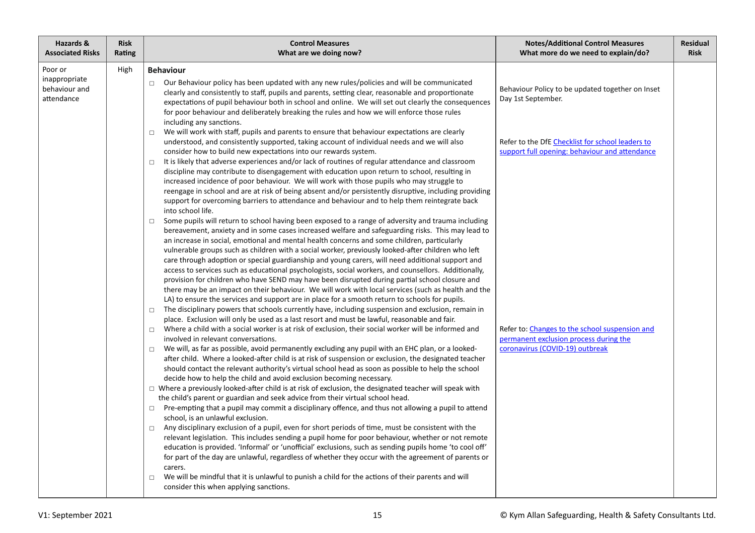| Hazards & Associated Risks | Risk Rating | Control Measures<br>What are we doing now? | Notes/Additional Control Measures<br>What more do we need to explain/do? | Residual Risk |
|---|---|---|---|---|
| Poor or inappropriate behaviour and attendance | High | **Behaviour**<br>□ Our Behaviour policy has been updated with any new rules/policies and will be communicated clearly and consistently to staff, pupils and parents, setting clear, reasonable and proportionate expectations of pupil behaviour both in school and online. We will set out clearly the consequences for poor behaviour and deliberately breaking the rules and how we will enforce those rules including any sanctions.<br>□ We will work with staff, pupils and parents to ensure that behaviour expectations are clearly understood, and consistently supported, taking account of individual needs and we will also consider how to build new expectations into our rewards system.<br>□ It is likely that adverse experiences and/or lack of routines of regular attendance and classroom discipline may contribute to disengagement with education upon return to school, resulting in increased incidence of poor behaviour. We will work with those pupils who may struggle to reengage in school and are at risk of being absent and/or persistently disruptive, including providing support for overcoming barriers to attendance and behaviour and to help them reintegrate back into school life.<br>□ Some pupils will return to school having been exposed to a range of adversity and trauma including bereavement, anxiety and in some cases increased welfare and safeguarding risks. This may lead to an increase in social, emotional and mental health concerns and some children, particularly vulnerable groups such as children with a social worker, previously looked-after children who left care through adoption or special guardianship and young carers, will need additional support and access to services such as educational psychologists, social workers, and counsellors. Additionally, provision for children who have SEND may have been disrupted during partial school closure and there may be an impact on their behaviour. We will work with local services (such as health and the LA) to ensure the services and support are in place for a smooth return to schools for pupils.<br>□ The disciplinary powers that schools currently have, including suspension and exclusion, remain in place. Exclusion will only be used as a last resort and must be lawful, reasonable and fair.<br>□ Where a child with a social worker is at risk of exclusion, their social worker will be informed and involved in relevant conversations.<br>□ We will, as far as possible, avoid permanently excluding any pupil with an EHC plan, or a looked-after child. Where a looked-after child is at risk of suspension or exclusion, the designated teacher should contact the relevant authority's virtual school head as soon as possible to help the school decide how to help the child and avoid exclusion becoming necessary.<br>□ Where a previously looked-after child is at risk of exclusion, the designated teacher will speak with the child's parent or guardian and seek advice from their virtual school head.<br>□ Pre-empting that a pupil may commit a disciplinary offence, and thus not allowing a pupil to attend school, is an unlawful exclusion.<br>□ Any disciplinary exclusion of a pupil, even for short periods of time, must be consistent with the relevant legislation. This includes sending a pupil home for poor behaviour, whether or not remote education is provided. 'Informal' or 'unofficial' exclusions, such as sending pupils home 'to cool off' for part of the day are unlawful, regardless of whether they occur with the agreement of parents or carers.<br>□ We will be mindful that it is unlawful to punish a child for the actions of their parents and will consider this when applying sanctions. | Behaviour Policy to be updated together on Inset Day 1st September.<br><br>Refer to the DfE Checklist for school leaders to support full opening: behaviour and attendance<br><br>Refer to: Changes to the school suspension and permanent exclusion process during the coronavirus (COVID-19) outbreak | |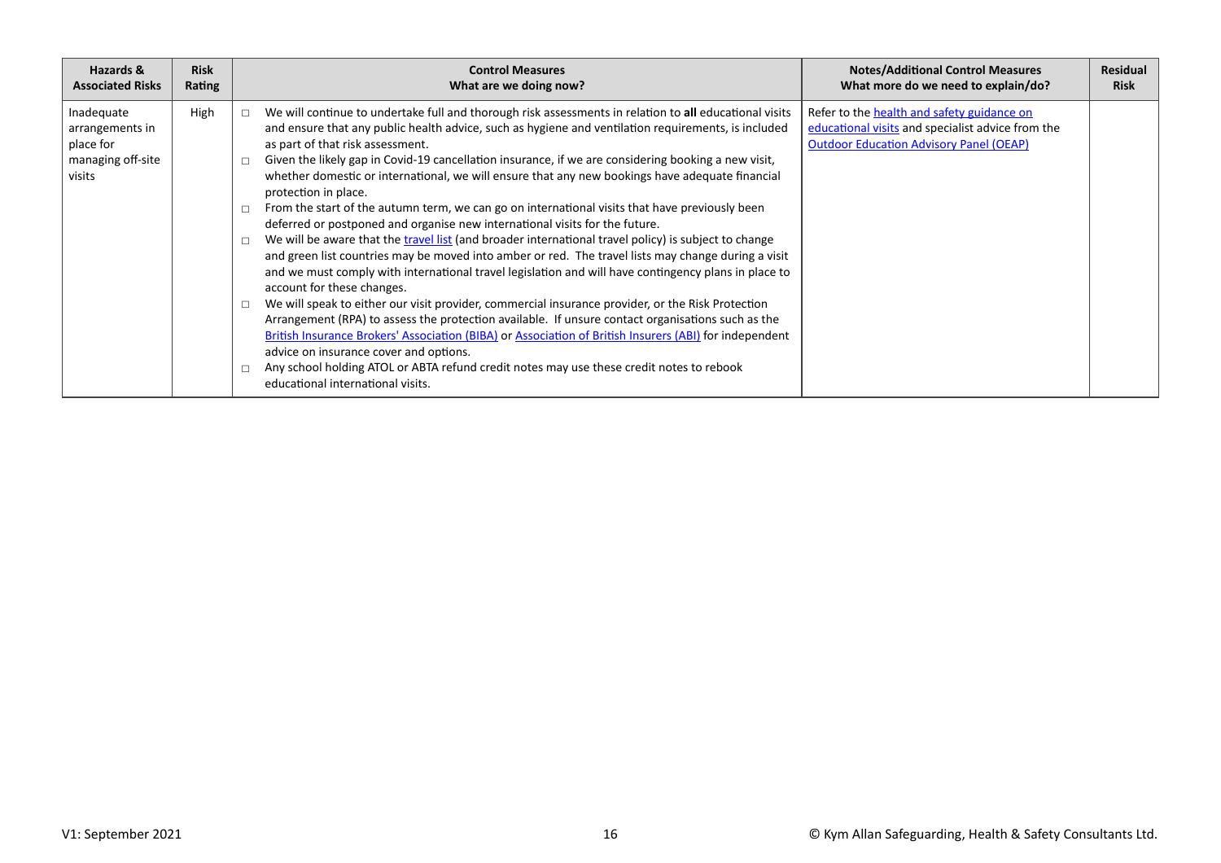| Hazards & Associated Risks | Risk Rating | Control Measures<br>What are we doing now? | Notes/Additional Control Measures<br>What more do we need to explain/do? | Residual Risk |
|---|---|---|---|---|
| Inadequate arrangements in place for managing off-site visits | High | □ We will continue to undertake full and thorough risk assessments in relation to **all** educational visits and ensure that any public health advice, such as hygiene and ventilation requirements, is included as part of that risk assessment.<br>□ Given the likely gap in Covid-19 cancellation insurance, if we are considering booking a new visit, whether domestic or international, we will ensure that any new bookings have adequate financial protection in place.<br>□ From the start of the autumn term, we can go on international visits that have previously been deferred or postponed and organise new international visits for the future.<br>□ We will be aware that the travel list (and broader international travel policy) is subject to change and green list countries may be moved into amber or red. The travel lists may change during a visit and we must comply with international travel legislation and will have contingency plans in place to account for these changes.<br>□ We will speak to either our visit provider, commercial insurance provider, or the Risk Protection Arrangement (RPA) to assess the protection available. If unsure contact organisations such as the British Insurance Brokers' Association (BIBA) or Association of British Insurers (ABI) for independent advice on insurance cover and options.<br>□ Any school holding ATOL or ABTA refund credit notes may use these credit notes to rebook educational international visits. | Refer to the health and safety guidance on educational visits and specialist advice from the Outdoor Education Advisory Panel (OEAP) | |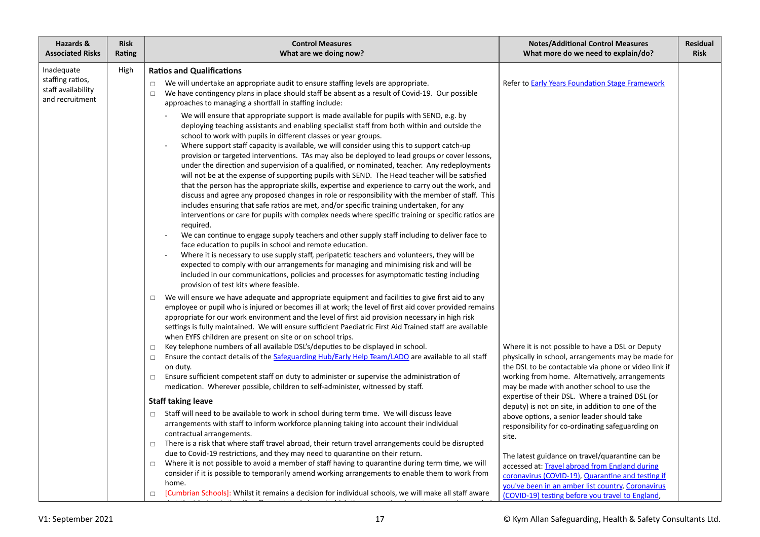| Hazards & Associated Risks | Risk Rating | Control Measures<br>What are we doing now? | Notes/Additional Control Measures<br>What more do we need to explain/do? | Residual Risk |
|---|---|---|---|---|
| Inadequate staffing ratios, staff availability and recruitment | High | **Ratios and Qualifications**<br>□ We will undertake an appropriate audit to ensure staffing levels are appropriate.<br>□ We have contingency plans in place should staff be absent as a result of Covid-19. Our possible approaches to managing a shortfall in staffing include:<br>- We will ensure that appropriate support is made available for pupils with SEND, e.g. by deploying teaching assistants and enabling specialist staff from both within and outside the school to work with pupils in different classes or year groups.<br>- Where support staff capacity is available, we will consider using this to support catch-up provision or targeted interventions. TAs may also be deployed to lead groups or cover lessons, under the direction and supervision of a qualified, or nominated, teacher. Any redeployments will not be at the expense of supporting pupils with SEND. The Head teacher will be satisfied that the person has the appropriate skills, expertise and experience to carry out the work, and discuss and agree any proposed changes in role or responsibility with the member of staff. This includes ensuring that safe ratios are met, and/or specific training undertaken, for any interventions or care for pupils with complex needs where specific training or specific ratios are required.<br>- We can continue to engage supply teachers and other supply staff including to deliver face to face education to pupils in school and remote education.<br>- Where it is necessary to use supply staff, peripatetic teachers and volunteers, they will be expected to comply with our arrangements for managing and minimising risk and will be included in our communications, policies and processes for asymptomatic testing including provision of test kits where feasible.<br>□ We will ensure we have adequate and appropriate equipment and facilities to give first aid to any employee or pupil who is injured or becomes ill at work; the level of first aid cover provided remains appropriate for our work environment and the level of first aid provision necessary in high risk settings is fully maintained. We will ensure sufficient Paediatric First Aid Trained staff are available when EYFS children are present on site or on school trips.<br>□ Key telephone numbers of all available DSL's/deputies to be displayed in school.<br>□ Ensure the contact details of the [Safeguarding Hub/Early Help Team/LADO] are available to all staff on duty.<br>□ Ensure sufficient competent staff on duty to administer or supervise the administration of medication. Wherever possible, children to self-administer, witnessed by staff.<br>**Staff taking leave**<br>□ Staff will need to be available to work in school during term time. We will discuss leave arrangements with staff to inform workforce planning taking into account their individual contractual arrangements.<br>□ There is a risk that where staff travel abroad, their return travel arrangements could be disrupted due to Covid-19 restrictions, and they may need to quarantine on their return.<br>□ Where it is not possible to avoid a member of staff having to quarantine during term time, we will consider if it is possible to temporarily amend working arrangements to enable them to work from home.<br>□ [Cumbrian Schools]: Whilst it remains a decision for individual schools, we will make all staff aware | Refer to [Early Years Foundation Stage Framework]<br><br>Where it is not possible to have a DSL or Deputy physically in school, arrangements may be made for the DSL to be contactable via phone or video link if working from home. Alternatively, arrangements may be made with another school to use the expertise of their DSL. Where a trained DSL (or deputy) is not on site, in addition to one of the above options, a senior leader should take responsibility for co-ordinating safeguarding on site.<br><br>The latest guidance on travel/quarantine can be accessed at: [Travel abroad from England during coronavirus (COVID-19)], [Quarantine and testing if you've been in an amber list country], [Coronavirus (COVID-19) testing before you travel to England], | |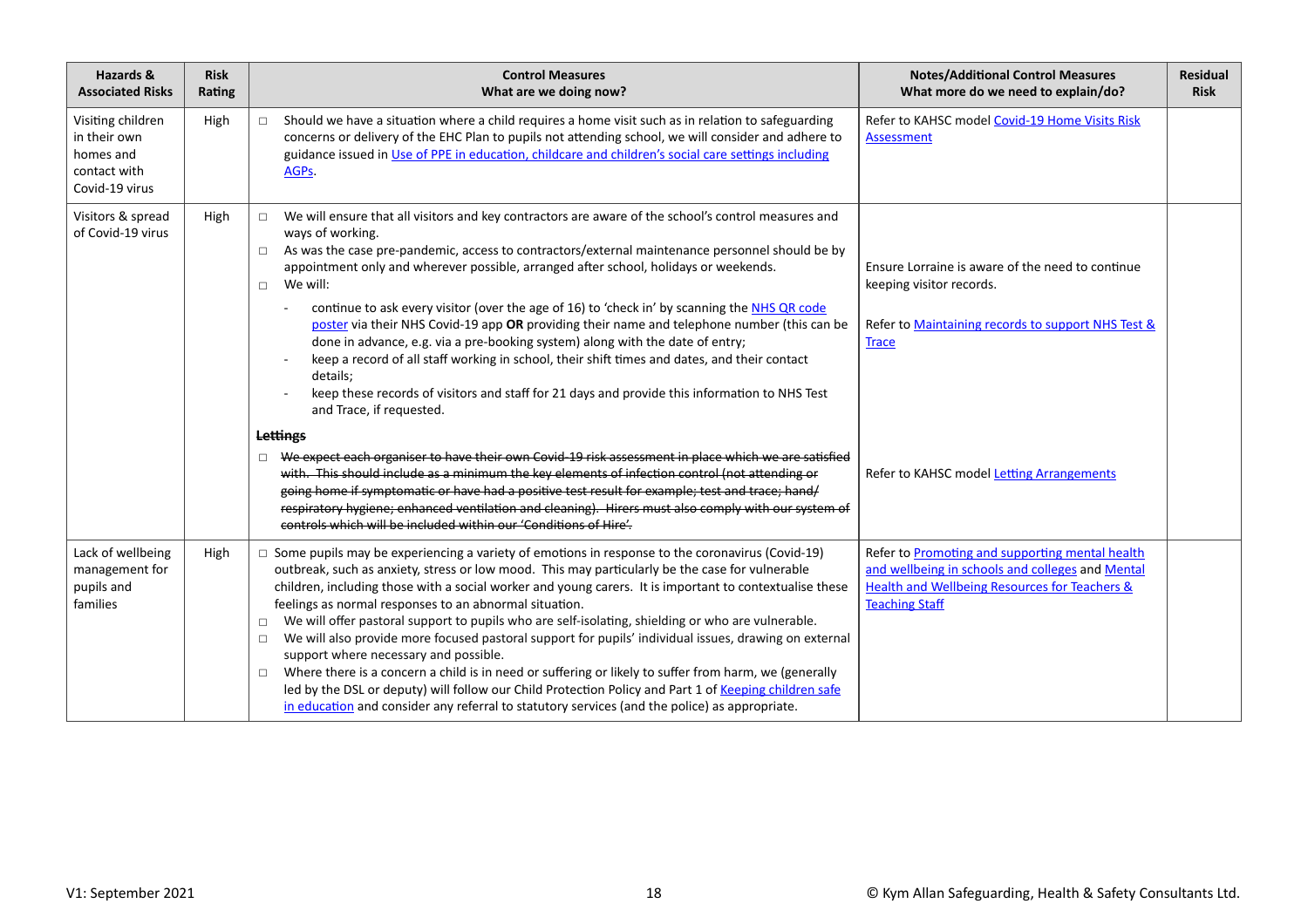| Hazards & Associated Risks | Risk Rating | Control Measures<br>What are we doing now? | Notes/Additional Control Measures<br>What more do we need to explain/do? | Residual Risk |
|---|---|---|---|---|
| Visiting children in their own homes and contact with Covid-19 virus | High | ☐ Should we have a situation where a child requires a home visit such as in relation to safeguarding concerns or delivery of the EHC Plan to pupils not attending school, we will consider and adhere to guidance issued in Use of PPE in education, childcare and children's social care settings including AGPs. | Refer to KAHSC model Covid-19 Home Visits Risk Assessment | |
| Visitors & spread of Covid-19 virus | High | ☐ We will ensure that all visitors and key contractors are aware of the school's control measures and ways of working.<br>☐ As was the case pre-pandemic, access to contractors/external maintenance personnel should be by appointment only and wherever possible, arranged after school, holidays or weekends.<br>☐ We will:<br>- continue to ask every visitor (over the age of 16) to 'check in' by scanning the NHS QR code poster via their NHS Covid-19 app **OR** providing their name and telephone number (this can be done in advance, e.g. via a pre-booking system) along with the date of entry;<br>- keep a record of all staff working in school, their shift times and dates, and their contact details;<br>- keep these records of visitors and staff for 21 days and provide this information to NHS Test and Trace, if requested.<br><br>**~~Lettings~~**<br>☐ ~~We expect each organiser to have their own Covid-19 risk assessment in place which we are satisfied with. This should include as a minimum the key elements of infection control (not attending or going home if symptomatic or have had a positive test result for example; test and trace; hand/ respiratory hygiene; enhanced ventilation and cleaning). Hirers must also comply with our system of controls which will be included within our 'Conditions of Hire'.~~ | Ensure Lorraine is aware of the need to continue keeping visitor records.<br><br>Refer to Maintaining records to support NHS Test & Trace<br><br>Refer to KAHSC model Letting Arrangements | |
| Lack of wellbeing management for pupils and families | High | ☐ Some pupils may be experiencing a variety of emotions in response to the coronavirus (Covid-19) outbreak, such as anxiety, stress or low mood. This may particularly be the case for vulnerable children, including those with a social worker and young carers. It is important to contextualise these feelings as normal responses to an abnormal situation.<br>☐ We will offer pastoral support to pupils who are self-isolating, shielding or who are vulnerable.<br>☐ We will also provide more focused pastoral support for pupils' individual issues, drawing on external support where necessary and possible.<br>☐ Where there is a concern a child is in need or suffering or likely to suffer from harm, we (generally led by the DSL or deputy) will follow our Child Protection Policy and Part 1 of Keeping children safe in education and consider any referral to statutory services (and the police) as appropriate. | Refer to Promoting and supporting mental health and wellbeing in schools and colleges and Mental Health and Wellbeing Resources for Teachers & Teaching Staff | |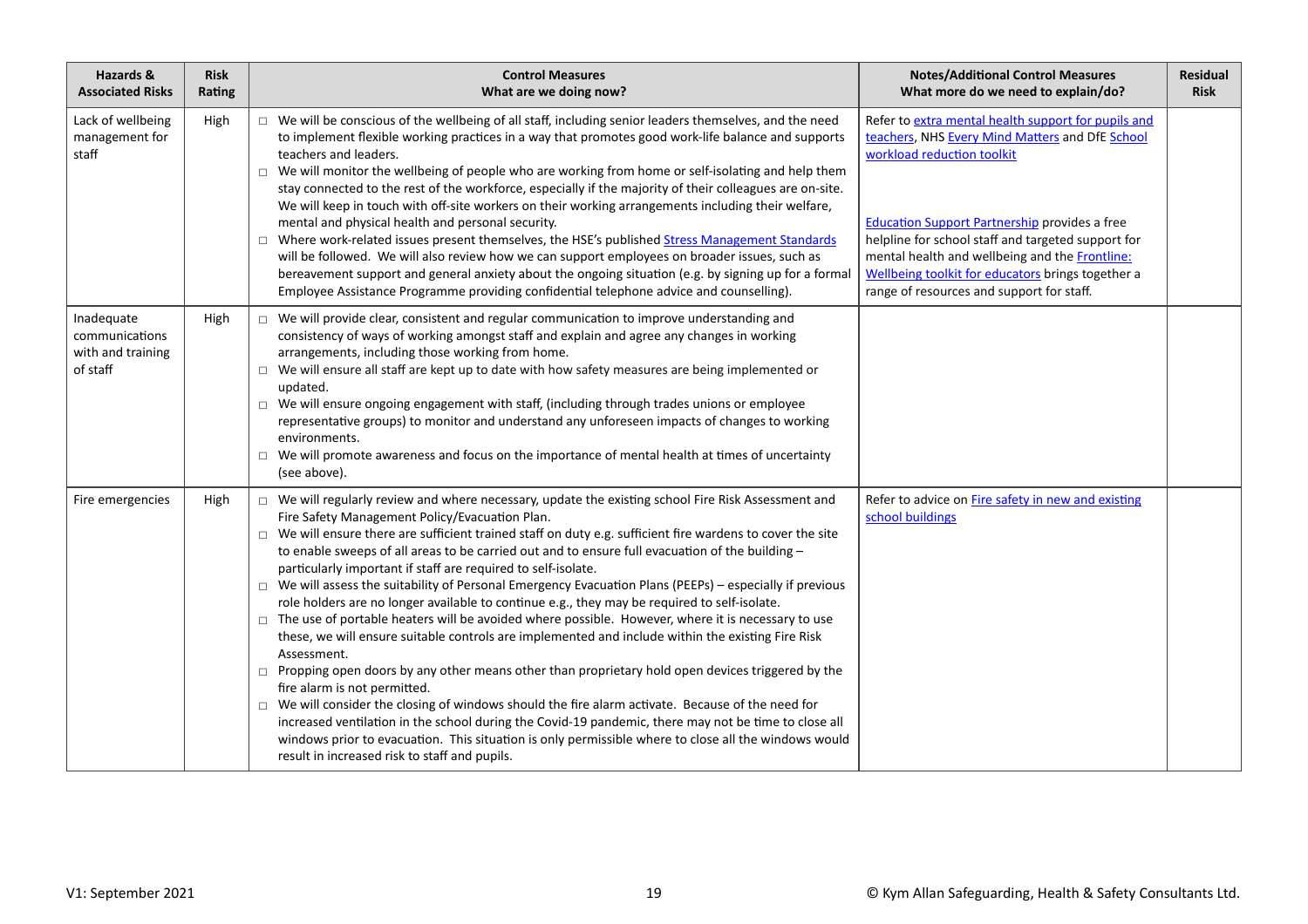| Hazards & Associated Risks | Risk Rating | Control Measures<br>What are we doing now? | Notes/Additional Control Measures<br>What more do we need to explain/do? | Residual Risk |
|---|---|---|---|---|
| Lack of wellbeing management for staff | High | □ We will be conscious of the wellbeing of all staff, including senior leaders themselves, and the need to implement flexible working practices in a way that promotes good work-life balance and supports teachers and leaders.<br>□ We will monitor the wellbeing of people who are working from home or self-isolating and help them stay connected to the rest of the workforce, especially if the majority of their colleagues are on-site. We will keep in touch with off-site workers on their working arrangements including their welfare, mental and physical health and personal security.<br>□ Where work-related issues present themselves, the HSE's published Stress Management Standards will be followed. We will also review how we can support employees on broader issues, such as bereavement support and general anxiety about the ongoing situation (e.g. by signing up for a formal Employee Assistance Programme providing confidential telephone advice and counselling). | Refer to extra mental health support for pupils and teachers, NHS Every Mind Matters and DfE School workload reduction toolkit<br><br>Education Support Partnership provides a free helpline for school staff and targeted support for mental health and wellbeing and the Frontline: Wellbeing toolkit for educators brings together a range of resources and support for staff. | |
| Inadequate communications with and training of staff | High | □ We will provide clear, consistent and regular communication to improve understanding and consistency of ways of working amongst staff and explain and agree any changes in working arrangements, including those working from home.<br>□ We will ensure all staff are kept up to date with how safety measures are being implemented or updated.<br>□ We will ensure ongoing engagement with staff, (including through trades unions or employee representative groups) to monitor and understand any unforeseen impacts of changes to working environments.<br>□ We will promote awareness and focus on the importance of mental health at times of uncertainty (see above). | | |
| Fire emergencies | High | □ We will regularly review and where necessary, update the existing school Fire Risk Assessment and Fire Safety Management Policy/Evacuation Plan.<br>□ We will ensure there are sufficient trained staff on duty e.g. sufficient fire wardens to cover the site to enable sweeps of all areas to be carried out and to ensure full evacuation of the building – particularly important if staff are required to self-isolate.<br>□ We will assess the suitability of Personal Emergency Evacuation Plans (PEEPs) – especially if previous role holders are no longer available to continue e.g., they may be required to self-isolate.<br>□ The use of portable heaters will be avoided where possible. However, where it is necessary to use these, we will ensure suitable controls are implemented and include within the existing Fire Risk Assessment.<br>□ Propping open doors by any other means other than proprietary hold open devices triggered by the fire alarm is not permitted.<br>□ We will consider the closing of windows should the fire alarm activate. Because of the need for increased ventilation in the school during the Covid-19 pandemic, there may not be time to close all windows prior to evacuation. This situation is only permissible where to close all the windows would result in increased risk to staff and pupils. | Refer to advice on Fire safety in new and existing school buildings | |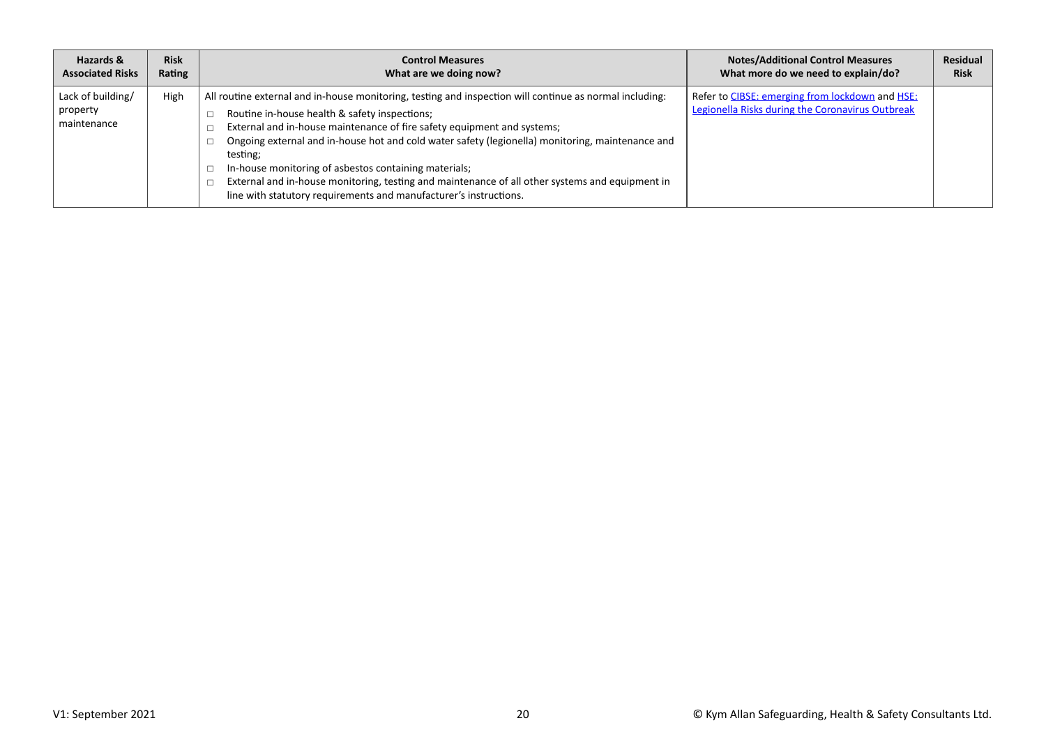| Hazards & Associated Risks | Risk Rating | Control Measures What are we doing now? | Notes/Additional Control Measures What more do we need to explain/do? | Residual Risk |
|---|---|---|---|---|
| Lack of building/ property maintenance | High | All routine external and in-house monitoring, testing and inspection will continue as normal including:<br>□ Routine in-house health & safety inspections;<br>□ External and in-house maintenance of fire safety equipment and systems;<br>□ Ongoing external and in-house hot and cold water safety (legionella) monitoring, maintenance and testing;<br>□ In-house monitoring of asbestos containing materials;<br>□ External and in-house monitoring, testing and maintenance of all other systems and equipment in line with statutory requirements and manufacturer's instructions. | Refer to CIBSE: emerging from lockdown and HSE: Legionella Risks during the Coronavirus Outbreak | |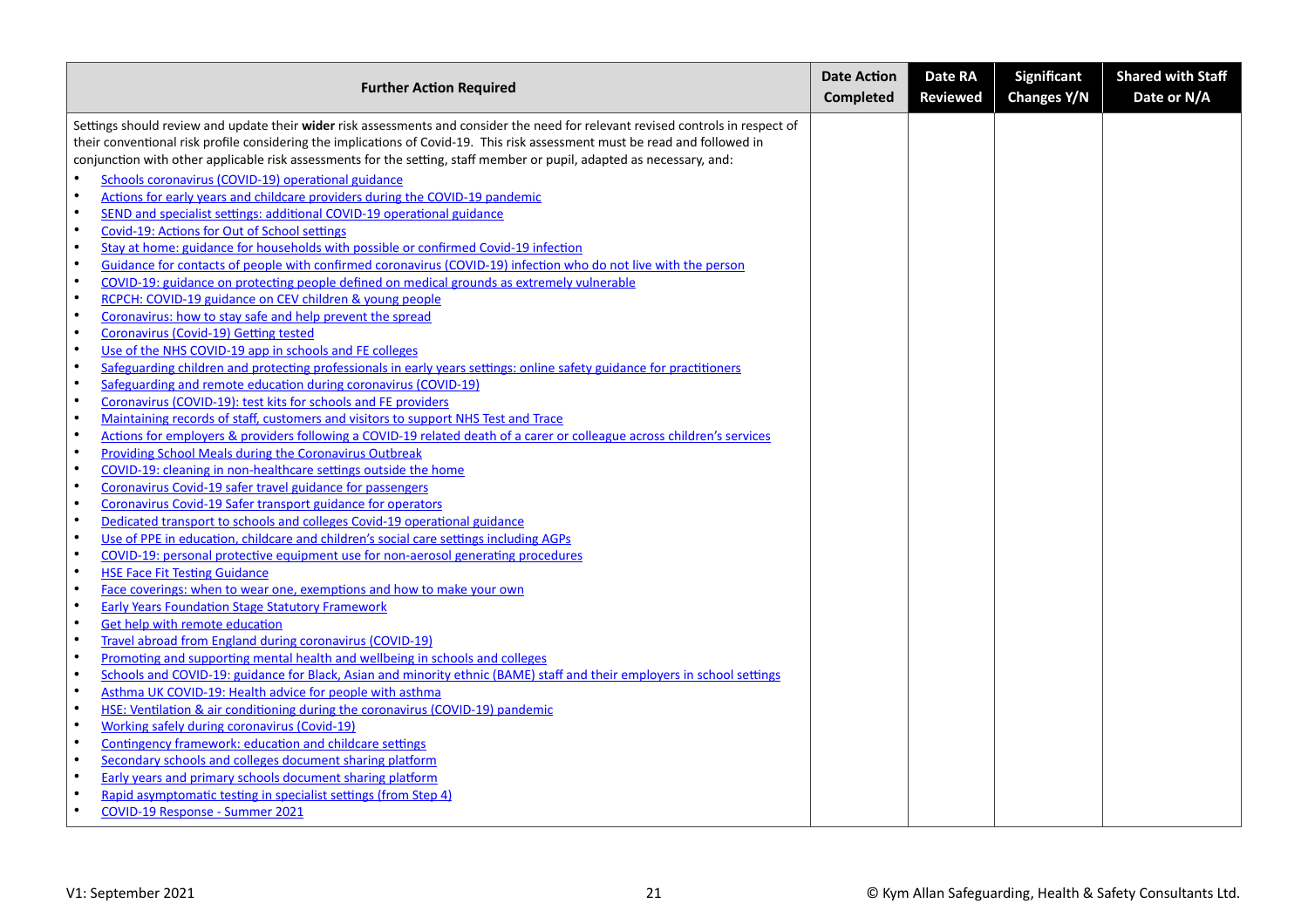| Further Action Required | Date Action Completed | Date RA Reviewed | Significant Changes Y/N | Shared with Staff Date or N/A |
|---|---|---|---|---|
| Settings should review and update their **wider** risk assessments and consider the need for relevant revised controls in respect of their conventional risk profile considering the implications of Covid-19. This risk assessment must be read and followed in conjunction with other applicable risk assessments for the setting, staff member or pupil, adapted as necessary, and:<br>• Schools coronavirus (COVID-19) operational guidance<br>• Actions for early years and childcare providers during the COVID-19 pandemic<br>• SEND and specialist settings: additional COVID-19 operational guidance<br>• Covid-19: Actions for Out of School settings<br>• Stay at home: guidance for households with possible or confirmed Covid-19 infection<br>• Guidance for contacts of people with confirmed coronavirus (COVID-19) infection who do not live with the person<br>• COVID-19: guidance on protecting people defined on medical grounds as extremely vulnerable<br>• RCPCH: COVID-19 guidance on CEV children & young people<br>• Coronavirus: how to stay safe and help prevent the spread<br>• Coronavirus (Covid-19) Getting tested<br>• Use of the NHS COVID-19 app in schools and FE colleges<br>• Safeguarding children and protecting professionals in early years settings: online safety guidance for practitioners<br>• Safeguarding and remote education during coronavirus (COVID-19)<br>• Coronavirus (COVID-19): test kits for schools and FE providers<br>• Maintaining records of staff, customers and visitors to support NHS Test and Trace<br>• Actions for employers & providers following a COVID-19 related death of a carer or colleague across children's services<br>• Providing School Meals during the Coronavirus Outbreak<br>• COVID-19: cleaning in non-healthcare settings outside the home<br>• Coronavirus Covid-19 safer travel guidance for passengers<br>• Coronavirus Covid-19 Safer transport guidance for operators<br>• Dedicated transport to schools and colleges Covid-19 operational guidance<br>• Use of PPE in education, childcare and children's social care settings including AGPs<br>• COVID-19: personal protective equipment use for non-aerosol generating procedures<br>• HSE Face Fit Testing Guidance<br>• Face coverings: when to wear one, exemptions and how to make your own<br>• Early Years Foundation Stage Statutory Framework<br>• Get help with remote education<br>• Travel abroad from England during coronavirus (COVID-19)<br>• Promoting and supporting mental health and wellbeing in schools and colleges<br>• Schools and COVID-19: guidance for Black, Asian and minority ethnic (BAME) staff and their employers in school settings<br>• Asthma UK COVID-19: Health advice for people with asthma<br>• HSE: Ventilation & air conditioning during the coronavirus (COVID-19) pandemic<br>• Working safely during coronavirus (Covid-19)<br>• Contingency framework: education and childcare settings<br>• Secondary schools and colleges document sharing platform<br>• Early years and primary schools document sharing platform<br>• Rapid asymptomatic testing in specialist settings (from Step 4)<br>• COVID-19 Response - Summer 2021 | | | | |

V1: September 2021

© Kym Allan Safeguarding, Health & Safety Consultants Ltd.